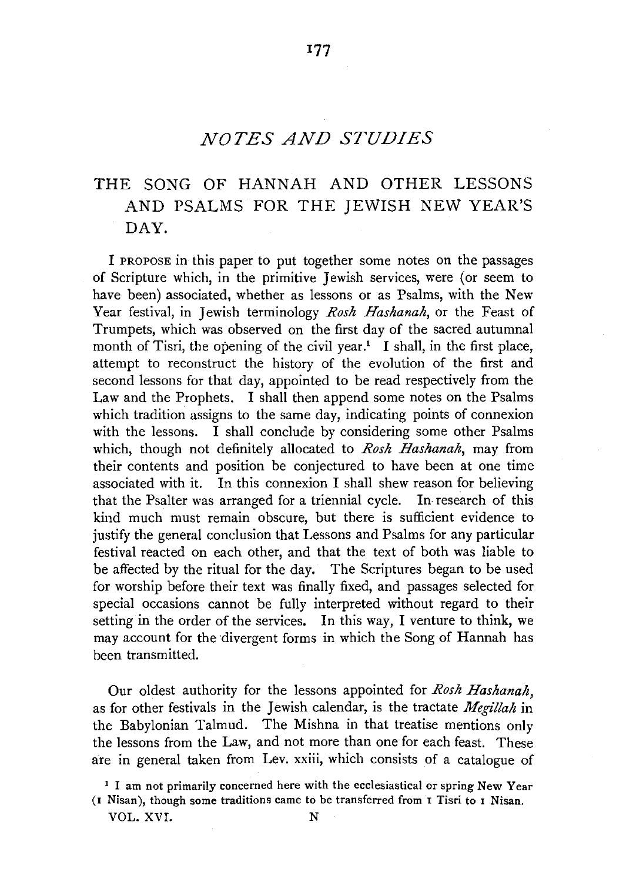## NOTES AND STUDIES

# THE SONG OF HANNAH AND OTHER LESSONS AND PSALMS FOR THE JEWISH NEW YEAR'S DAY.

I PROPOSE in this paper to put together some notes on the passages of Scripture which, in the primitive Jewish services, were (or seem to have been) associated, whether as lessons or as Psalms, with the New Year festival, in Jewish terminology *Rosh Hashanah*, or the Feast of Trumpets, which was observed on the first day of the sacred autumnal month of Tisri, the opening of the civil year.[1] I shall, in the first place, attempt to reconstruct the history of the evolution of the first and second lessons for that day, appointed to be read respectively from the Law and the Prophets. I shall then append some notes on the Psalms which tradition assigns to the same day, indicating points of connexion with the lessons. I shall conclude by considering some other Psalms which, though not definitely allocated to *Rosh Hashanah*, may from their contents and position be conjectured to have been at one time associated with it. In this connexion I shall shew reason for believing that the Psalter was arranged for a triennial cycle. In research of this kind much must remain obscure, but there is sufficient evidence to justify the general conclusion that Lessons and Psalms for any particular festival reacted on each other, and that the text of both was liable to be affected by the ritual for the day. The Scriptures began to be used for worship before their text was finally fixed, and passages selected for special occasions cannot be fully interpreted without regard to their setting in the order of the services. In this way, I venture to think, we may account for the divergent forms in which the Song of Hannah has been transmitted.

Our oldest authority for the lessons appointed for *Rosh Hashanah*, as for other festivals in the Jewish calendar, is the tractate *Megillah* in the Babylonian Talmud. The Mishna in that treatise mentions only the lessons from the Law, and not more than one for each feast. These are in general taken from Lev. xxiii, which consists of a catalogue of

[1] I am not primarily concerned here with the ecclesiastical or spring New Year (1 Nisan), though some traditions came to be transferred from 1 Tisri to 1 Nisan.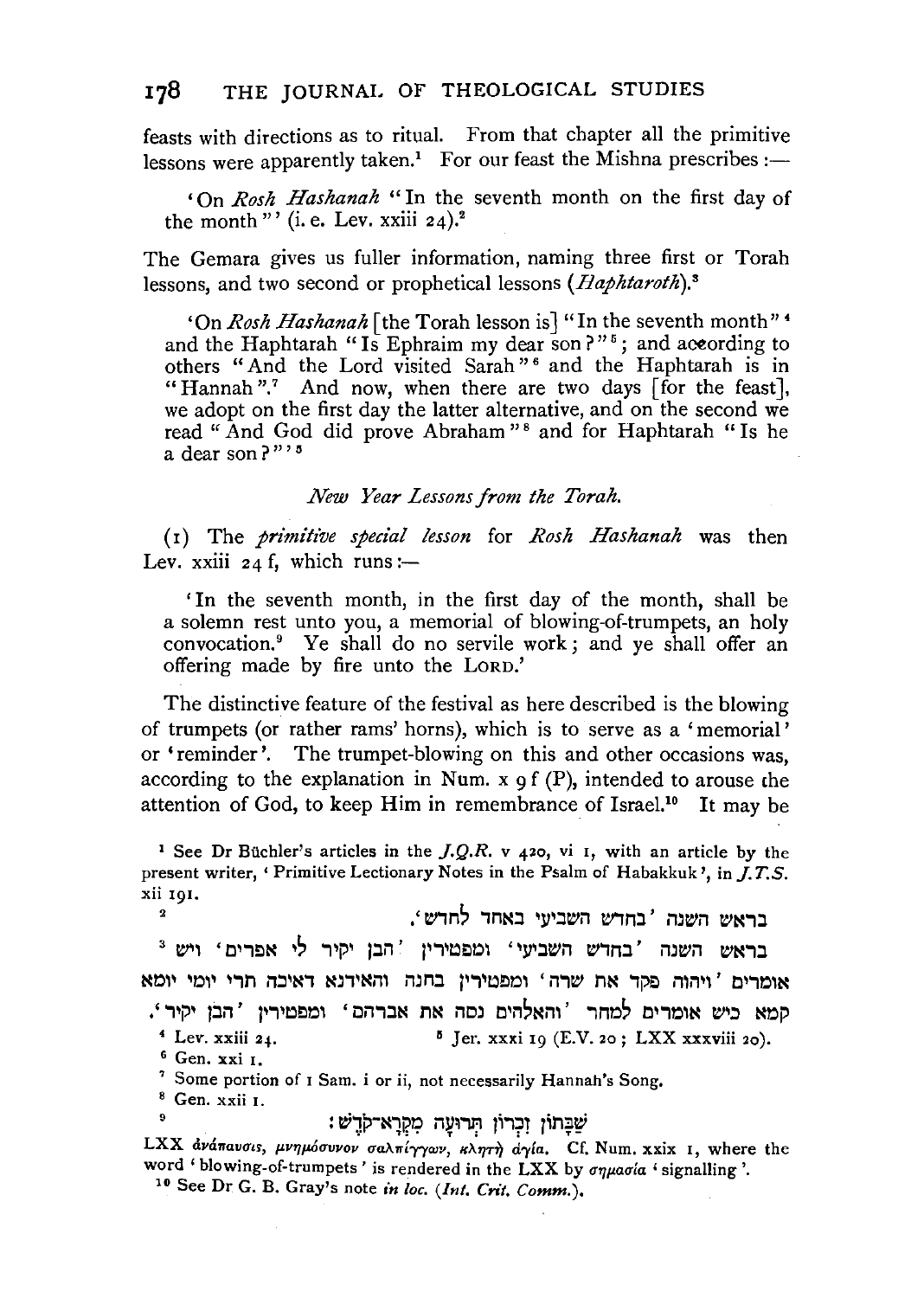feasts with directions as to ritual. From that chapter all the primitive lessons were apparently taken.[1] For our feast the Mishna prescribes :—

> 'On *Rosh Hashanah* "In the seventh month on the first day of the month"' (i. e. Lev. xxiii 24).[2]

The Gemara gives us fuller information, naming three first or Torah lessons, and two second or prophetical lessons (*Haphtaroth*).[3]

> 'On *Rosh Hashanah* [the Torah lesson is] "In the seventh month"[4] and the Haphtarah "Is Ephraim my dear son?"[5]; and according to others "And the Lord visited Sarah"[6] and the Haphtarah is in "Hannah".[7] And now, when there are two days [for the feast], we adopt on the first day the latter alternative, and on the second we read "And God did prove Abraham"[8] and for Haphtarah "Is he a dear son?"'[5]

### *New Year Lessons from the Torah.*

(1) The *primitive special lesson* for *Rosh Hashanah* was then Lev. xxiii 24 f, which runs :—

> 'In the seventh month, in the first day of the month, shall be a solemn rest unto you, a memorial of blowing-of-trumpets, an holy convocation.[9] Ye shall do no servile work; and ye shall offer an offering made by fire unto the LORD.'

The distinctive feature of the festival as here described is the blowing of trumpets (or rather rams' horns), which is to serve as a 'memorial' or 'reminder'. The trumpet-blowing on this and other occasions was, according to the explanation in Num. x 9 f (P), intended to arouse the attention of God, to keep Him in remembrance of Israel.[10] It may be

---

[1] See Dr Büchler's articles in the *J.Q.R.* v 420, vi 1, with an article by the present writer, 'Primitive Lectionary Notes in the Psalm of Habakkuk', in *J.T.S.* xii 191.

[2] בראש השנה 'בחדש השביעי באחד לחדש'.

[3] בראש השנה 'בחדש השביעי' ומפטירין 'הבן יקיר לי אפרים' ויש אומרים 'ויהוה פקד את שרה' ומפטירין בחנה והאידנא דאיכה תרי יומי יומא קמא כיש אומרים 'והאלהים נסה את אברהם' ומפטירין 'הבן יקיר'.

[4] Lev. xxiii 24.

[5] Jer. xxxi 19 (E.V. 20; LXX xxxviii 20).

[6] Gen. xxi 1.

[7] Some portion of 1 Sam. i or ii, not necessarily Hannah's Song.

[8] Gen. xxii 1.

[9] שַׁבָּתוֹן זִכְרוֹן תְּרוּעָה מִקְרָא־קֹדֶשׁ׃
LXX ἀνάπαυσις, μνημόσυνον σαλπίγγων, κλητὴ ἁγία. Cf. Num. xxix 1, where the word 'blowing-of-trumpets' is rendered in the LXX by σημασία 'signalling'.

[10] See Dr G. B. Gray's note *in loc.* (*Int. Crit. Comm.*).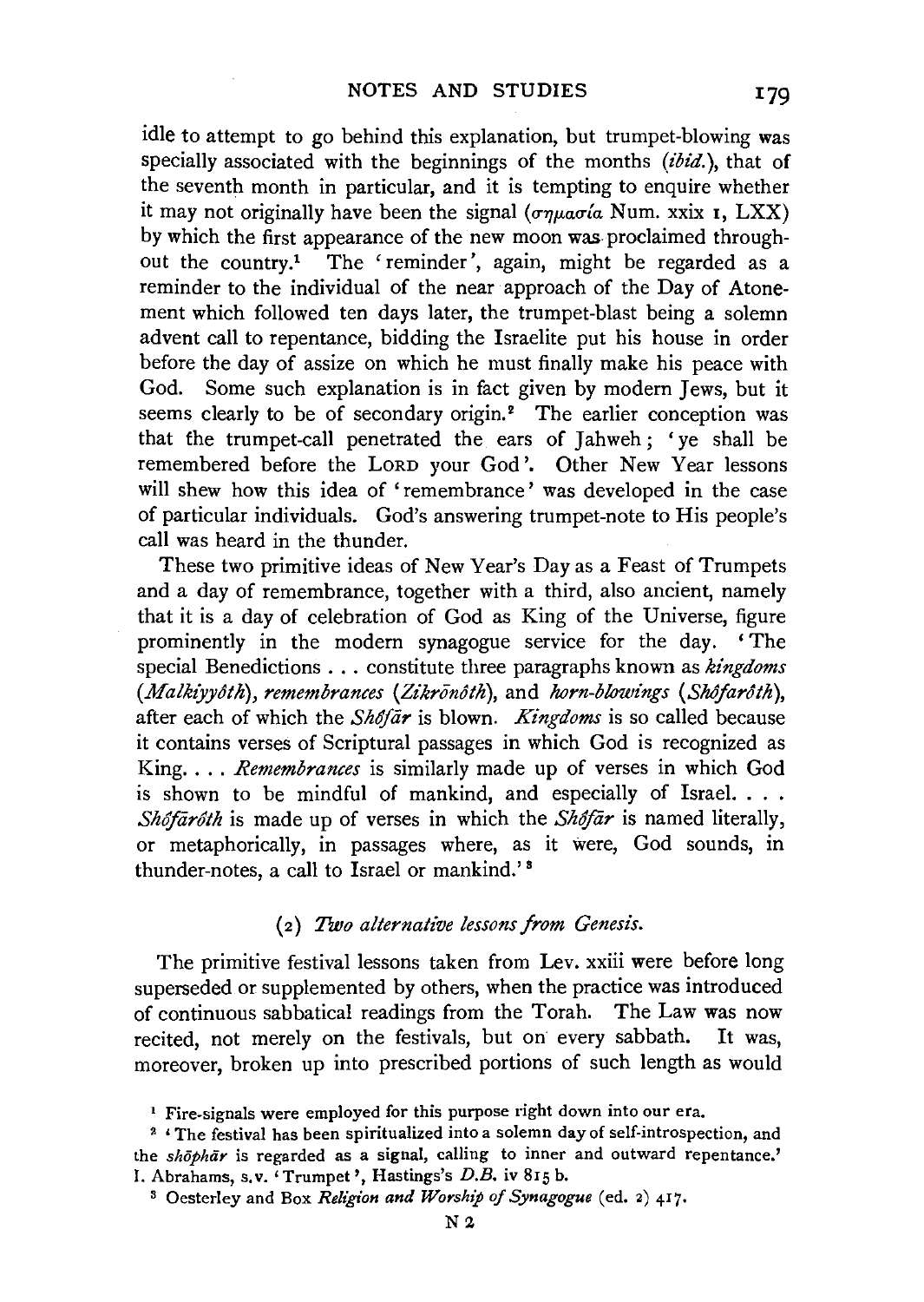idle to attempt to go behind this explanation, but trumpet-blowing was specially associated with the beginnings of the months (*ibid.*), that of the seventh month in particular, and it is tempting to enquire whether it may not originally have been the signal (σημασία Num. xxix 1, LXX) by which the first appearance of the new moon was proclaimed throughout the country.[1] The 'reminder', again, might be regarded as a reminder to the individual of the near approach of the Day of Atonement which followed ten days later, the trumpet-blast being a solemn advent call to repentance, bidding the Israelite put his house in order before the day of assize on which he must finally make his peace with God. Some such explanation is in fact given by modern Jews, but it seems clearly to be of secondary origin.[2] The earlier conception was that the trumpet-call penetrated the ears of Jahweh; 'ye shall be remembered before the LORD your God'. Other New Year lessons will shew how this idea of 'remembrance' was developed in the case of particular individuals. God's answering trumpet-note to His people's call was heard in the thunder.

These two primitive ideas of New Year's Day as a Feast of Trumpets and a day of remembrance, together with a third, also ancient, namely that it is a day of celebration of God as King of the Universe, figure prominently in the modern synagogue service for the day. 'The special Benedictions . . . constitute three paragraphs known as *kingdoms* (*Malkiyyôth*), *remembrances* (*Zikrōnôth*), and *horn-blowings* (*Shôfarôth*), after each of which the *Shôfār* is blown. *Kingdoms* is so called because it contains verses of Scriptural passages in which God is recognized as King. . . . *Remembrances* is similarly made up of verses in which God is shown to be mindful of mankind, and especially of Israel. . . . *Shôfārôth* is made up of verses in which the *Shôfār* is named literally, or metaphorically, in passages where, as it were, God sounds, in thunder-notes, a call to Israel or mankind.'[3]

### (2) *Two alternative lessons from Genesis.*

The primitive festival lessons taken from Lev. xxiii were before long superseded or supplemented by others, when the practice was introduced of continuous sabbatical readings from the Torah. The Law was now recited, not merely on the festivals, but on every sabbath. It was, moreover, broken up into prescribed portions of such length as would

[1] Fire-signals were employed for this purpose right down into our era.

[2] 'The festival has been spiritualized into a solemn day of self-introspection, and the *shōphār* is regarded as a signal, calling to inner and outward repentance.' I. Abrahams, s.v. 'Trumpet', Hastings's *D.B.* iv 815 b.

[3] Oesterley and Box *Religion and Worship of Synagogue* (ed. 2) 417.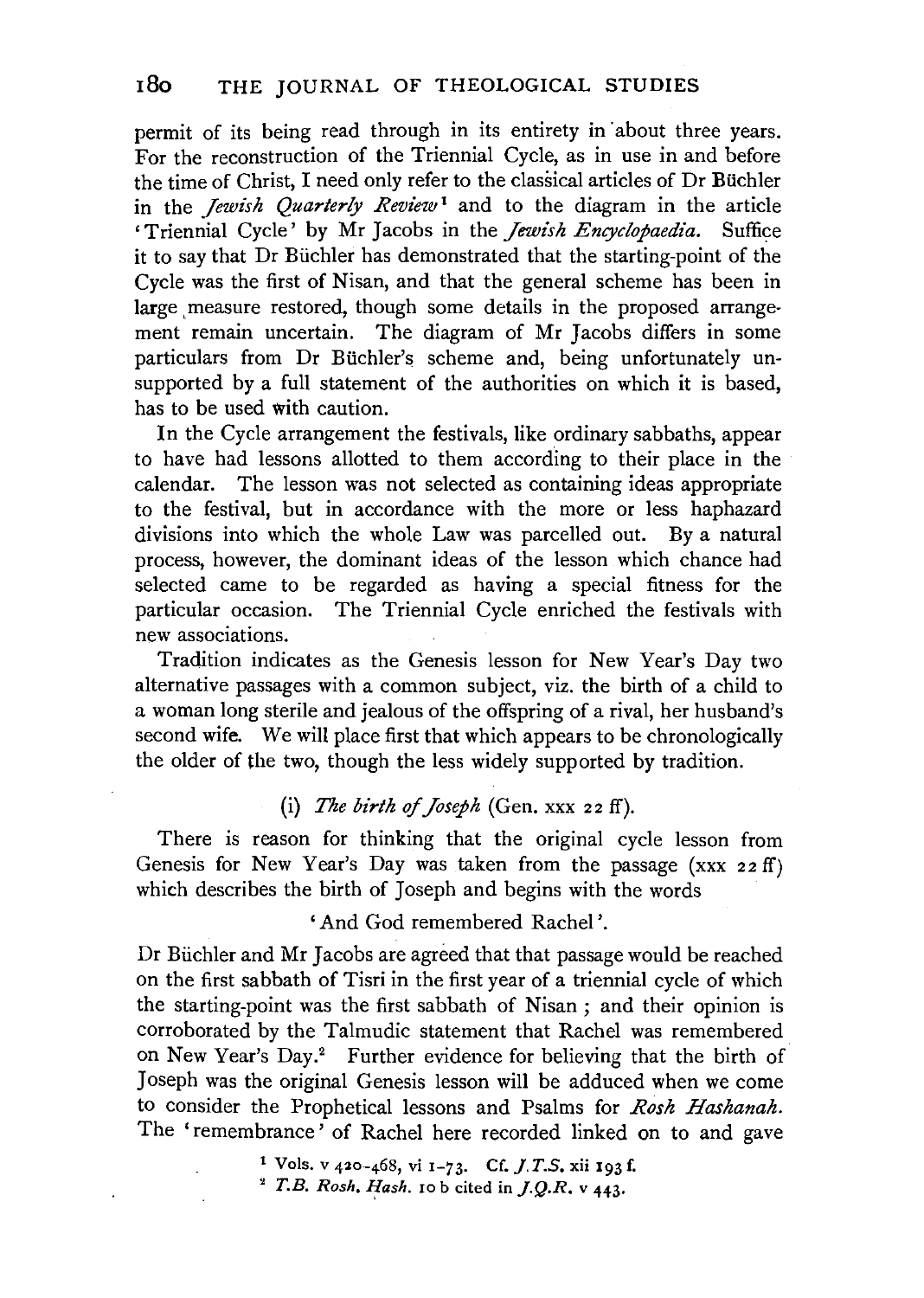permit of its being read through in its entirety in about three years. For the reconstruction of the Triennial Cycle, as in use in and before the time of Christ, I need only refer to the classical articles of Dr Büchler in the *Jewish Quarterly Review*[1] and to the diagram in the article 'Triennial Cycle' by Mr Jacobs in the *Jewish Encyclopaedia*. Suffice it to say that Dr Büchler has demonstrated that the starting-point of the Cycle was the first of Nisan, and that the general scheme has been in large measure restored, though some details in the proposed arrangement remain uncertain. The diagram of Mr Jacobs differs in some particulars from Dr Büchler's scheme and, being unfortunately unsupported by a full statement of the authorities on which it is based, has to be used with caution.

In the Cycle arrangement the festivals, like ordinary sabbaths, appear to have had lessons allotted to them according to their place in the calendar. The lesson was not selected as containing ideas appropriate to the festival, but in accordance with the more or less haphazard divisions into which the whole Law was parcelled out. By a natural process, however, the dominant ideas of the lesson which chance had selected came to be regarded as having a special fitness for the particular occasion. The Triennial Cycle enriched the festivals with new associations.

Tradition indicates as the Genesis lesson for New Year's Day two alternative passages with a common subject, viz. the birth of a child to a woman long sterile and jealous of the offspring of a rival, her husband's second wife. We will place first that which appears to be chronologically the older of the two, though the less widely supported by tradition.

(i) *The birth of Joseph* (Gen. xxx 22 ff).

There is reason for thinking that the original cycle lesson from Genesis for New Year's Day was taken from the passage (xxx 22 ff) which describes the birth of Joseph and begins with the words

'And God remembered Rachel'.

Dr Büchler and Mr Jacobs are agreed that that passage would be reached on the first sabbath of Tisri in the first year of a triennial cycle of which the starting-point was the first sabbath of Nisan; and their opinion is corroborated by the Talmudic statement that Rachel was remembered on New Year's Day.[2] Further evidence for believing that the birth of Joseph was the original Genesis lesson will be adduced when we come to consider the Prophetical lessons and Psalms for *Rosh Hashanah*. The 'remembrance' of Rachel here recorded linked on to and gave

[1] Vols. v 420–468, vi 1–73. Cf. *J.T.S.* xii 193 f.

[2] *T.B. Rosh. Hash.* 10 b cited in *J.Q.R.* v 443.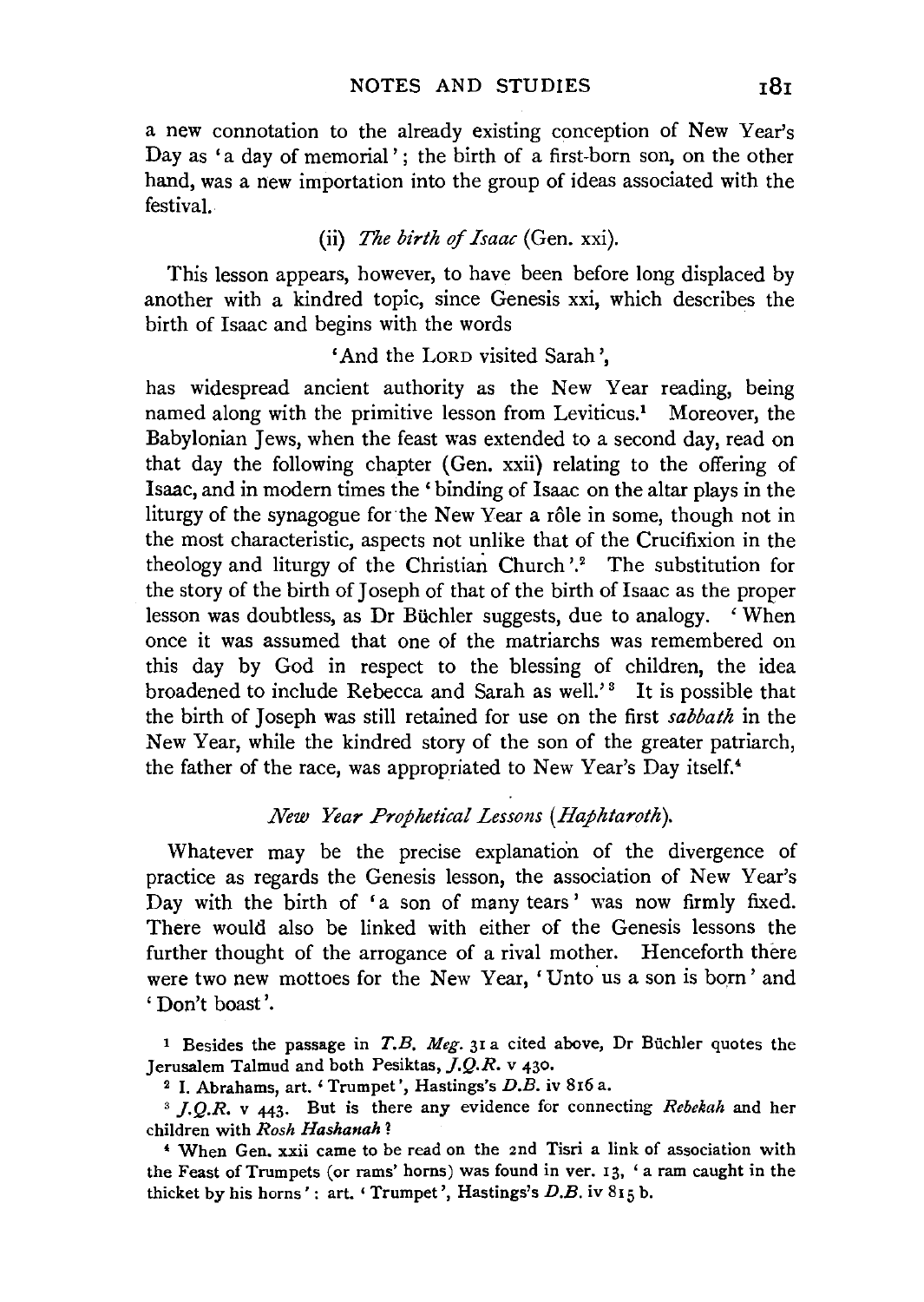a new connotation to the already existing conception of New Year's Day as 'a day of memorial'; the birth of a first-born son, on the other hand, was a new importation into the group of ideas associated with the festival.

(ii) *The birth of Isaac* (Gen. xxi).

This lesson appears, however, to have been before long displaced by another with a kindred topic, since Genesis xxi, which describes the birth of Isaac and begins with the words

'And the LORD visited Sarah',

has widespread ancient authority as the New Year reading, being named along with the primitive lesson from Leviticus.[1] Moreover, the Babylonian Jews, when the feast was extended to a second day, read on that day the following chapter (Gen. xxii) relating to the offering of Isaac, and in modern times the 'binding of Isaac on the altar plays in the liturgy of the synagogue for the New Year a rôle in some, though not in the most characteristic, aspects not unlike that of the Crucifixion in the theology and liturgy of the Christian Church'.[2] The substitution for the story of the birth of Joseph of that of the birth of Isaac as the proper lesson was doubtless, as Dr Büchler suggests, due to analogy. 'When once it was assumed that one of the matriarchs was remembered on this day by God in respect to the blessing of children, the idea broadened to include Rebecca and Sarah as well.'[3] It is possible that the birth of Joseph was still retained for use on the first *sabbath* in the New Year, while the kindred story of the son of the greater patriarch, the father of the race, was appropriated to New Year's Day itself.[4]

*New Year Prophetical Lessons (Haphtaroth).*

Whatever may be the precise explanation of the divergence of practice as regards the Genesis lesson, the association of New Year's Day with the birth of 'a son of many tears' was now firmly fixed. There would also be linked with either of the Genesis lessons the further thought of the arrogance of a rival mother. Henceforth there were two new mottoes for the New Year, 'Unto us a son is born' and 'Don't boast'.

[1] Besides the passage in *T.B. Meg.* 31 a cited above, Dr Büchler quotes the Jerusalem Talmud and both Pesiktas, *J.Q.R.* v 430.

[2] I. Abrahams, art. 'Trumpet', Hastings's *D.B.* iv 816 a.

[3] *J.Q.R.* v 443. But is there any evidence for connecting *Rebekah* and her children with *Rosh Hashanah*?

[4] When Gen. xxii came to be read on the 2nd Tisri a link of association with the Feast of Trumpets (or rams' horns) was found in ver. 13, 'a ram caught in the thicket by his horns': art. 'Trumpet', Hastings's *D.B.* iv 815 b.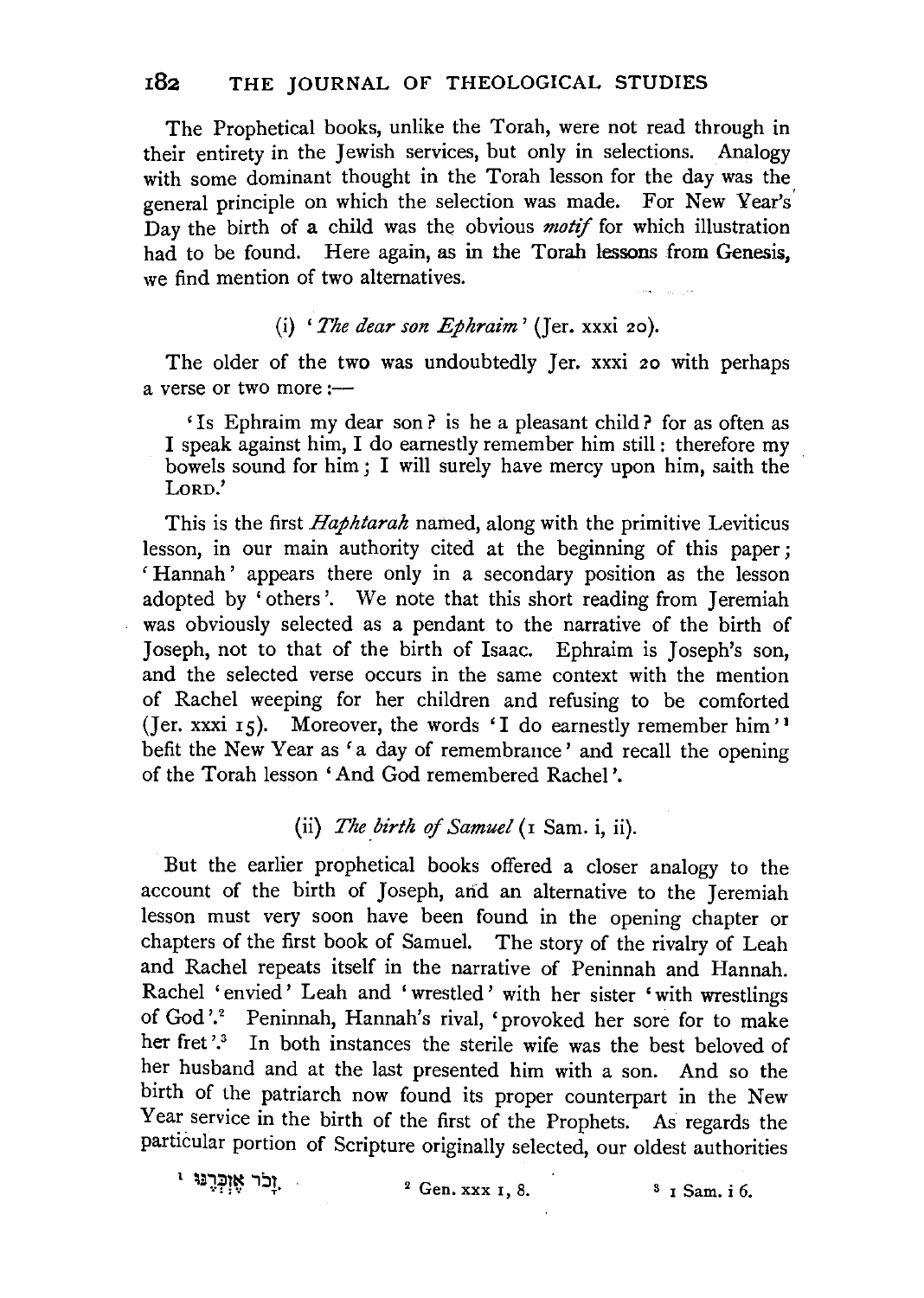The Prophetical books, unlike the Torah, were not read through in their entirety in the Jewish services, but only in selections. Analogy with some dominant thought in the Torah lesson for the day was the general principle on which the selection was made. For New Year's Day the birth of a child was the obvious *motif* for which illustration had to be found. Here again, as in the Torah lessons from Genesis, we find mention of two alternatives.

### (i) '*The dear son Ephraim*' (Jer. xxxi 20).

The older of the two was undoubtedly Jer. xxxi 20 with perhaps a verse or two more:—

> 'Is Ephraim my dear son? is he a pleasant child? for as often as I speak against him, I do earnestly remember him still: therefore my bowels sound for him; I will surely have mercy upon him, saith the LORD.'

This is the first *Haphtarah* named, along with the primitive Leviticus lesson, in our main authority cited at the beginning of this paper; 'Hannah' appears there only in a secondary position as the lesson adopted by 'others'. We note that this short reading from Jeremiah was obviously selected as a pendant to the narrative of the birth of Joseph, not to that of the birth of Isaac. Ephraim is Joseph's son, and the selected verse occurs in the same context with the mention of Rachel weeping for her children and refusing to be comforted (Jer. xxxi 15). Moreover, the words 'I do earnestly remember him'[1] befit the New Year as 'a day of remembrance' and recall the opening of the Torah lesson 'And God remembered Rachel'.

### (ii) *The birth of Samuel* (1 Sam. i, ii).

But the earlier prophetical books offered a closer analogy to the account of the birth of Joseph, and an alternative to the Jeremiah lesson must very soon have been found in the opening chapter or chapters of the first book of Samuel. The story of the rivalry of Leah and Rachel repeats itself in the narrative of Peninnah and Hannah. Rachel 'envied' Leah and 'wrestled' with her sister 'with wrestlings of God'.[2] Peninnah, Hannah's rival, 'provoked her sore for to make her fret'.[3] In both instances the sterile wife was the best beloved of her husband and at the last presented him with a son. And so the birth of the patriarch now found its proper counterpart in the New Year service in the birth of the first of the Prophets. As regards the particular portion of Scripture originally selected, our oldest authorities

[1] זָכֹר אֶזְכְּרֶנּוּ.

[2] Gen. xxx 1, 8.

[3] 1 Sam. i 6.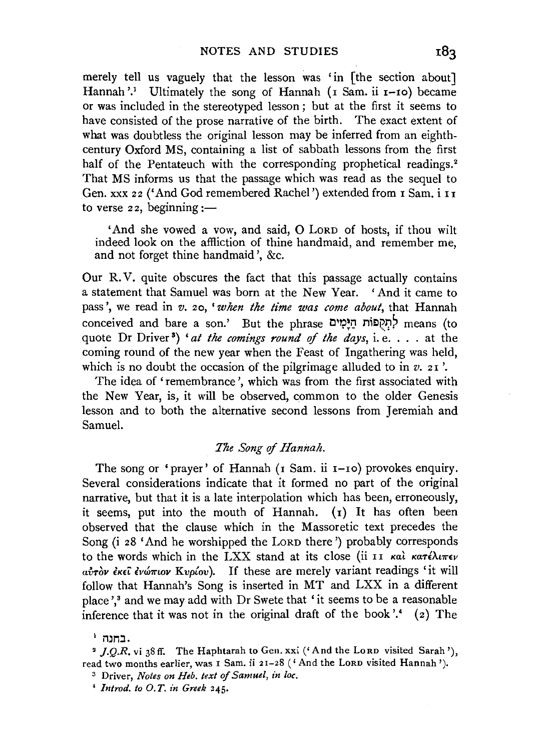merely tell us vaguely that the lesson was 'in [the section about] Hannah'.[1] Ultimately the song of Hannah (1 Sam. ii 1–10) became or was included in the stereotyped lesson; but at the first it seems to have consisted of the prose narrative of the birth. The exact extent of what was doubtless the original lesson may be inferred from an eighth-century Oxford MS, containing a list of sabbath lessons from the first half of the Pentateuch with the corresponding prophetical readings.[2] That MS informs us that the passage which was read as the sequel to Gen. xxx 22 ('And God remembered Rachel') extended from 1 Sam. i 11 to verse 22, beginning:—

> 'And she vowed a vow, and said, O LORD of hosts, if thou wilt indeed look on the affliction of thine handmaid, and remember me, and not forget thine handmaid', &c.

Our R.V. quite obscures the fact that this passage actually contains a statement that Samuel was born at the New Year. 'And it came to pass', we read in *v.* 20, '*when the time was come about*, that Hannah conceived and bare a son.' But the phrase לִתְקֻפוֹת הַיָּמִים means (to quote Dr Driver[3]) '*at the comings round of the days*, i.e. . . . at the coming round of the new year when the Feast of Ingathering was held, which is no doubt the occasion of the pilgrimage alluded to in *v.* 21'.

The idea of 'remembrance', which was from the first associated with the New Year, is, it will be observed, common to the older Genesis lesson and to both the alternative second lessons from Jeremiah and Samuel.

### *The Song of Hannah.*

The song or 'prayer' of Hannah (1 Sam. ii 1–10) provokes enquiry. Several considerations indicate that it formed no part of the original narrative, but that it is a late interpolation which has been, erroneously, it seems, put into the mouth of Hannah. (1) It has often been observed that the clause which in the Massoretic text precedes the Song (i 28 'And he worshipped the LORD there') probably corresponds to the words which in the LXX stand at its close (ii 11 καὶ κατέλιπεν αὐτὸν ἐκεῖ ἐνώπιον Κυρίου). If these are merely variant readings 'it will follow that Hannah's Song is inserted in MT and LXX in a different place',[3] and we may add with Dr Swete that 'it seems to be a reasonable inference that it was not in the original draft of the book'.[4] (2) The

---

[1] בחנה.

[2] *J.Q.R.* vi 38 ff. The Haphtarah to Gen. xxi ('And the LORD visited Sarah'), read two months earlier, was 1 Sam. ii 21–28 ('And the LORD visited Hannah').

[3] Driver, *Notes on Heb. text of Samuel, in loc.*

[4] *Introd. to O.T. in Greek* 245.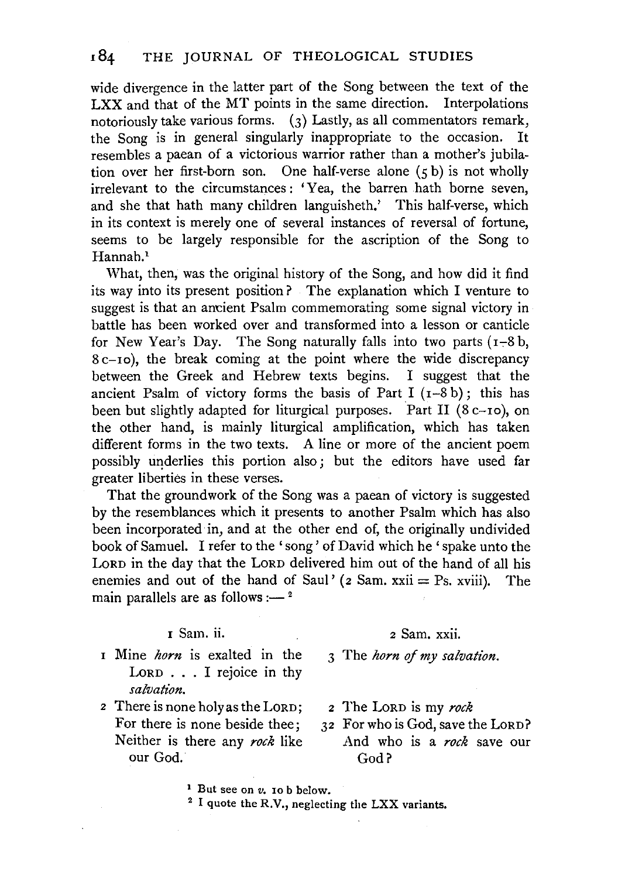wide divergence in the latter part of the Song between the text of the LXX and that of the MT points in the same direction. Interpolations notoriously take various forms. (3) Lastly, as all commentators remark, the Song is in general singularly inappropriate to the occasion. It resembles a paean of a victorious warrior rather than a mother's jubilation over her first-born son. One half-verse alone (5 b) is not wholly irrelevant to the circumstances: 'Yea, the barren hath borne seven, and she that hath many children languisheth.' This half-verse, which in its context is merely one of several instances of reversal of fortune, seems to be largely responsible for the ascription of the Song to Hannah.[1]

What, then, was the original history of the Song, and how did it find its way into its present position? The explanation which I venture to suggest is that an ancient Psalm commemorating some signal victory in battle has been worked over and transformed into a lesson or canticle for New Year's Day. The Song naturally falls into two parts (1–8 b, 8 c–10), the break coming at the point where the wide discrepancy between the Greek and Hebrew texts begins. I suggest that the ancient Psalm of victory forms the basis of Part I (1–8 b); this has been but slightly adapted for liturgical purposes. Part II (8 c–10), on the other hand, is mainly liturgical amplification, which has taken different forms in the two texts. A line or more of the ancient poem possibly underlies this portion also; but the editors have used far greater liberties in these verses.

That the groundwork of the Song was a paean of victory is suggested by the resemblances which it presents to another Psalm which has also been incorporated in, and at the other end of, the originally undivided book of Samuel. I refer to the 'song' of David which he 'spake unto the LORD in the day that the LORD delivered him out of the hand of all his enemies and out of the hand of Saul' (2 Sam. xxii = Ps. xviii). The main parallels are as follows:—[2]

| 1 Sam. ii. | 2 Sam. xxii. |
|---|---|
| 1 Mine *horn* is exalted in the LORD . . . I rejoice in thy *salvation*. | 3 The *horn of my salvation*. |
| 2 There is none holy as the LORD; For there is none beside thee; Neither is there any *rock* like our God. | 2 The LORD is my *rock* <br> 32 For who is God, save the LORD? And who is a *rock* save our God? |

[1] But see on *v.* 10 b below.

[2] I quote the R.V., neglecting the LXX variants.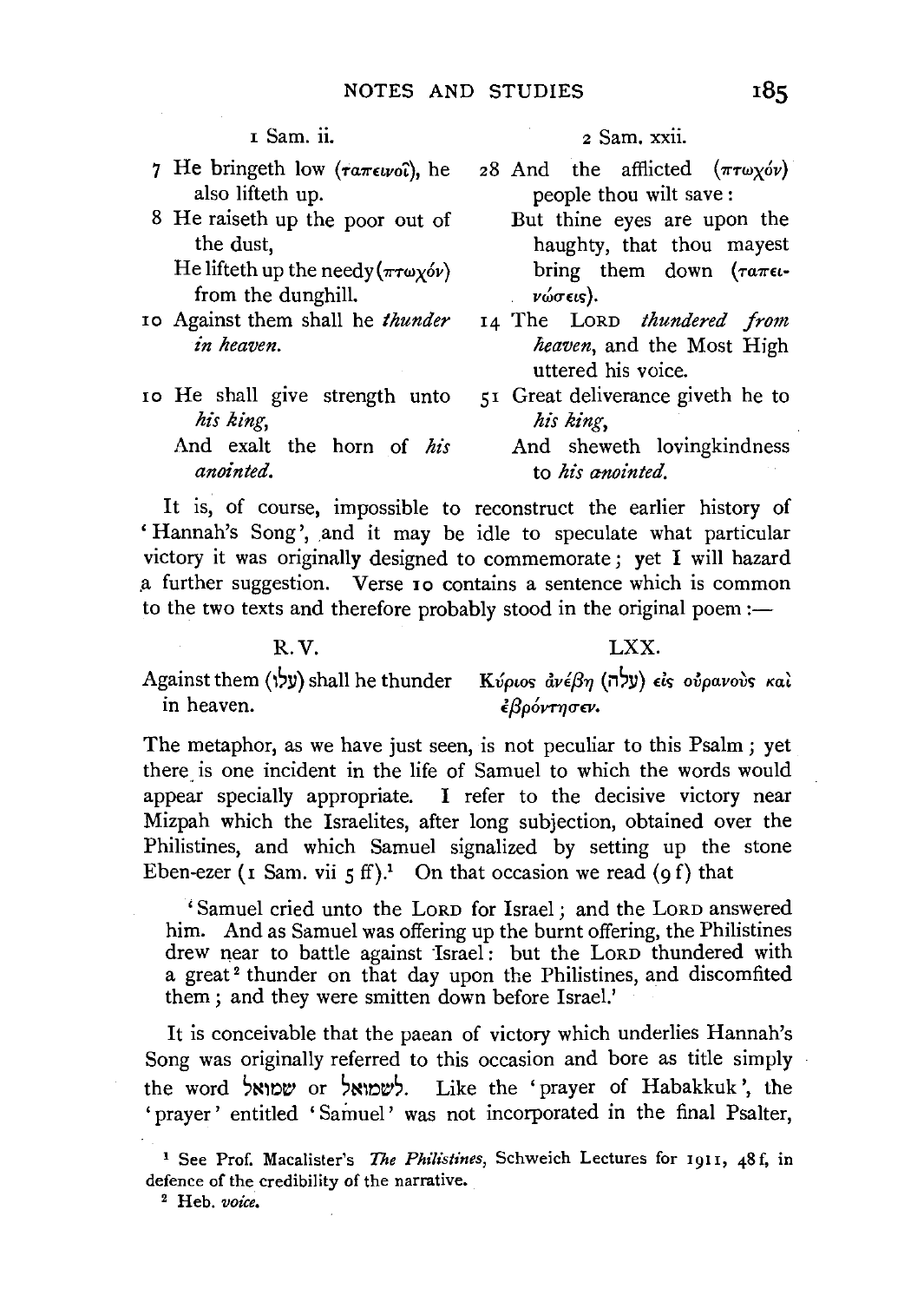| 1 Sam. ii. | 2 Sam. xxii. |
| --- | --- |
| 7 He bringeth low (ταπεινοῖ), he also lifteth up. | 28 And the afflicted (πτωχόν) people thou wilt save: |
| 8 He raiseth up the poor out of the dust, He lifteth up the needy (πτωχόν) from the dunghill. | But thine eyes are upon the haughty, that thou mayest bring them down (ταπεινώσεις). |
| 10 Against them shall he *thunder in heaven*. | 14 The LORD *thundered from heaven*, and the Most High uttered his voice. |
| 10 He shall give strength unto *his king*, And exalt the horn of *his anointed*. | 51 Great deliverance giveth he to *his king*, And sheweth lovingkindness to *his anointed*. |

It is, of course, impossible to reconstruct the earlier history of 'Hannah's Song', and it may be idle to speculate what particular victory it was originally designed to commemorate; yet I will hazard a further suggestion. Verse 10 contains a sentence which is common to the two texts and therefore probably stood in the original poem:—

| R.V. | LXX. |
| --- | --- |
| Against them (עלו) shall he thunder in heaven. | Κύριος ἀνέβη (עלה) εἰς οὐρανοὺς καὶ ἐβρόντησεν. |

The metaphor, as we have just seen, is not peculiar to this Psalm; yet there is one incident in the life of Samuel to which the words would appear specially appropriate. I refer to the decisive victory near Mizpah which the Israelites, after long subjection, obtained over the Philistines, and which Samuel signalized by setting up the stone Eben-ezer (1 Sam. vii 5 ff).[1] On that occasion we read (9 f) that

> 'Samuel cried unto the LORD for Israel; and the LORD answered him. And as Samuel was offering up the burnt offering, the Philistines drew near to battle against Israel: but the LORD thundered with a great[2] thunder on that day upon the Philistines, and discomfited them; and they were smitten down before Israel.'

It is conceivable that the paean of victory which underlies Hannah's Song was originally referred to this occasion and bore as title simply the word שמואל or לשמואל. Like the 'prayer of Habakkuk', the 'prayer' entitled 'Samuel' was not incorporated in the final Psalter,

[1] See Prof. Macalister's *The Philistines*, Schweich Lectures for 1911, 48 f, in defence of the credibility of the narrative.

[2] Heb. *voice*.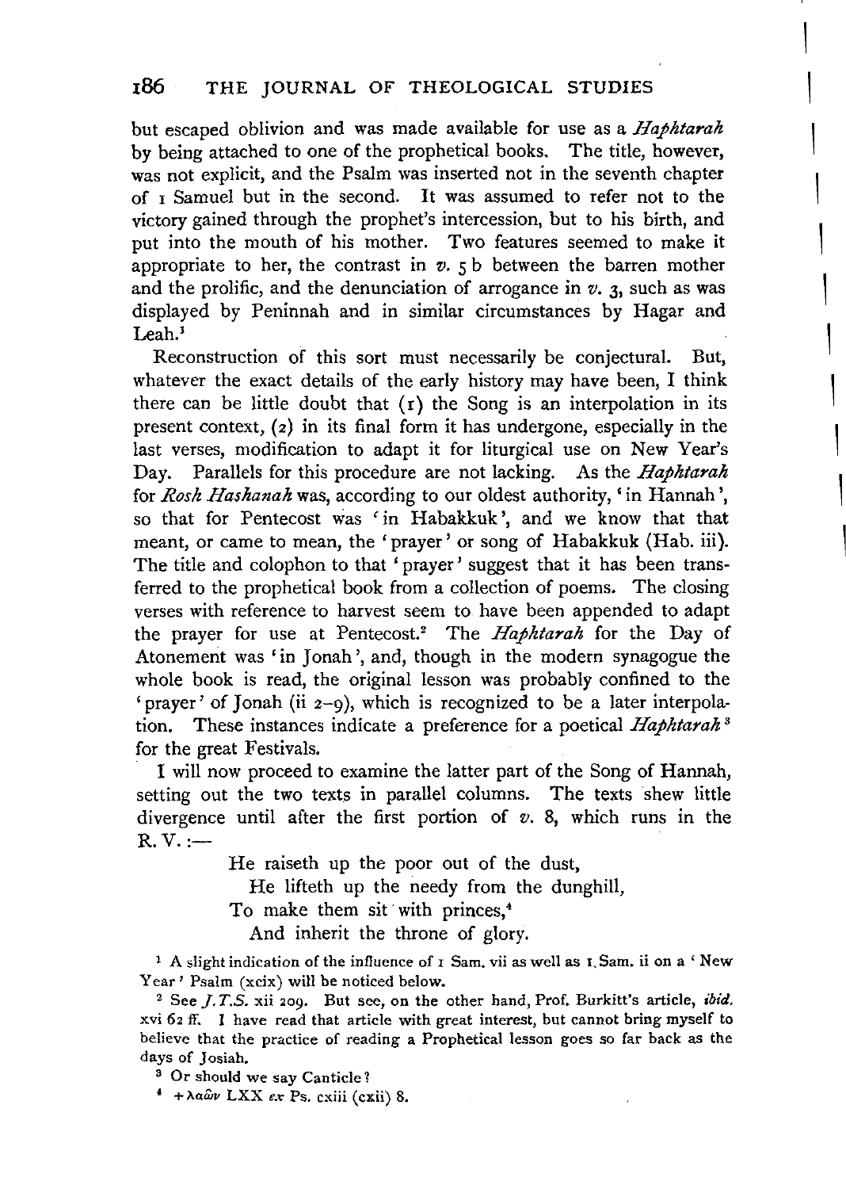but escaped oblivion and was made available for use as a *Haphtarah* by being attached to one of the prophetical books. The title, however, was not explicit, and the Psalm was inserted not in the seventh chapter of 1 Samuel but in the second. It was assumed to refer not to the victory gained through the prophet's intercession, but to his birth, and put into the mouth of his mother. Two features seemed to make it appropriate to her, the contrast in *v.* 5 b between the barren mother and the prolific, and the denunciation of arrogance in *v.* 3, such as was displayed by Peninnah and in similar circumstances by Hagar and Leah.[1]

Reconstruction of this sort must necessarily be conjectural. But, whatever the exact details of the early history may have been, I think there can be little doubt that (1) the Song is an interpolation in its present context, (2) in its final form it has undergone, especially in the last verses, modification to adapt it for liturgical use on New Year's Day. Parallels for this procedure are not lacking. As the *Haphtarah* for *Rosh Hashanah* was, according to our oldest authority, 'in Hannah', so that for Pentecost was 'in Habakkuk', and we know that that meant, or came to mean, the 'prayer' or song of Habakkuk (Hab. iii). The title and colophon to that 'prayer' suggest that it has been transferred to the prophetical book from a collection of poems. The closing verses with reference to harvest seem to have been appended to adapt the prayer for use at Pentecost.[2] The *Haphtarah* for the Day of Atonement was 'in Jonah', and, though in the modern synagogue the whole book is read, the original lesson was probably confined to the 'prayer' of Jonah (ii 2–9), which is recognized to be a later interpolation. These instances indicate a preference for a poetical *Haphtarah*[3] for the great Festivals.

I will now proceed to examine the latter part of the Song of Hannah, setting out the two texts in parallel columns. The texts shew little divergence until after the first portion of *v.* 8, which runs in the R. V.:—

> He raiseth up the poor out of the dust,
> He lifteth up the needy from the dunghill,
> To make them sit with princes,[4]
> And inherit the throne of glory.

[1] A slight indication of the influence of 1 Sam. vii as well as 1 Sam. ii on a 'New Year' Psalm (xcix) will be noticed below.

[2] See *J.T.S.* xii 209. But see, on the other hand, Prof. Burkitt's article, *ibid.* xvi 62 ff. I have read that article with great interest, but cannot bring myself to believe that the practice of reading a Prophetical lesson goes so far back as the days of Josiah.

[3] Or should we say Canticle?

[4] + λαῶν LXX *ex* Ps. cxiii (cxii) 8.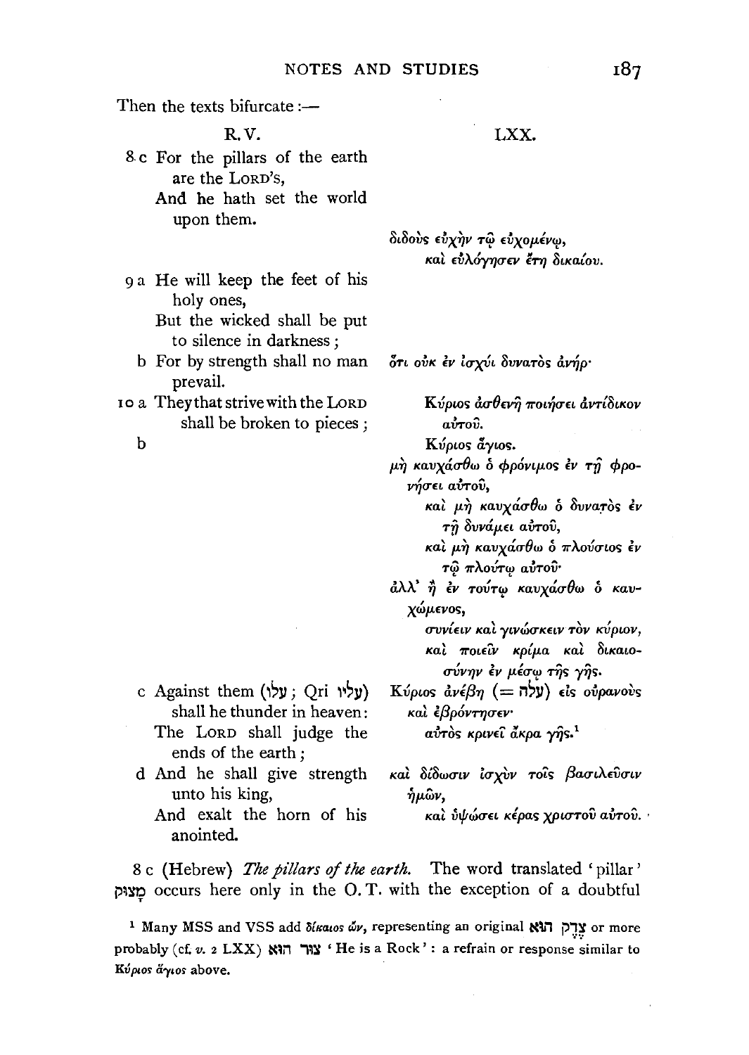Then the texts bifurcate :—

| R.V. | LXX. |
|---|---|
| 8 c For the pillars of the earth are the LORD'S, And he hath set the world upon them. | |
| | διδοὺς εὐχὴν τῷ εὐχομένῳ, καὶ εὐλόγησεν ἔτη δικαίου. |
| 9 a He will keep the feet of his holy ones, But the wicked shall be put to silence in darkness ; | |
| b For by strength shall no man prevail. | ὅτι οὐκ ἐν ἰσχύι δυνατὸς ἀνήρ· |
| 10 a They that strive with the LORD shall be broken to pieces ; | Κύριος ἀσθενῆ ποιήσει ἀντίδικον αὐτοῦ. |
| b | Κύριος ἅγιος. μὴ καυχάσθω ὁ φρόνιμος ἐν τῇ φρονήσει αὐτοῦ, καὶ μὴ καυχάσθω ὁ δυνατὸς ἐν τῇ δυνάμει αὐτοῦ, καὶ μὴ καυχάσθω ὁ πλούσιος ἐν τῷ πλούτῳ αὐτοῦ· ἀλλ' ἢ ἐν τούτῳ καυχάσθω ὁ καυχώμενος, συνίειν καὶ γινώσκειν τὸν κύριον, καὶ ποιεῖν κρίμα καὶ δικαιοσύνην ἐν μέσῳ τῆς γῆς. |
| c Against them (עלו ; Qri עליו) shall he thunder in heaven : The LORD shall judge the ends of the earth ; | Κύριος ἀνέβη (= עלה) εἰς οὐρανοὺς καὶ ἐβρόντησεν· αὐτὸς κρινεῖ ἄκρα γῆς.[1] |
| d And he shall give strength unto his king, And exalt the horn of his anointed. | καὶ δίδωσιν ἰσχὺν τοῖς βασιλεῦσιν ἡμῶν, καὶ ὑψώσει κέρας χριστοῦ αὐτοῦ. |

8 c (Hebrew) *The pillars of the earth.* The word translated 'pillar' מָצוּק occurs here only in the O. T. with the exception of a doubtful

[1] Many MSS and VSS add δίκαιος ὤν, representing an original צֶדֶק הוּא or more probably (cf. *v.* 2 LXX) צור הוא 'He is a Rock' : a refrain or response similar to Κύριος ἅγιος above.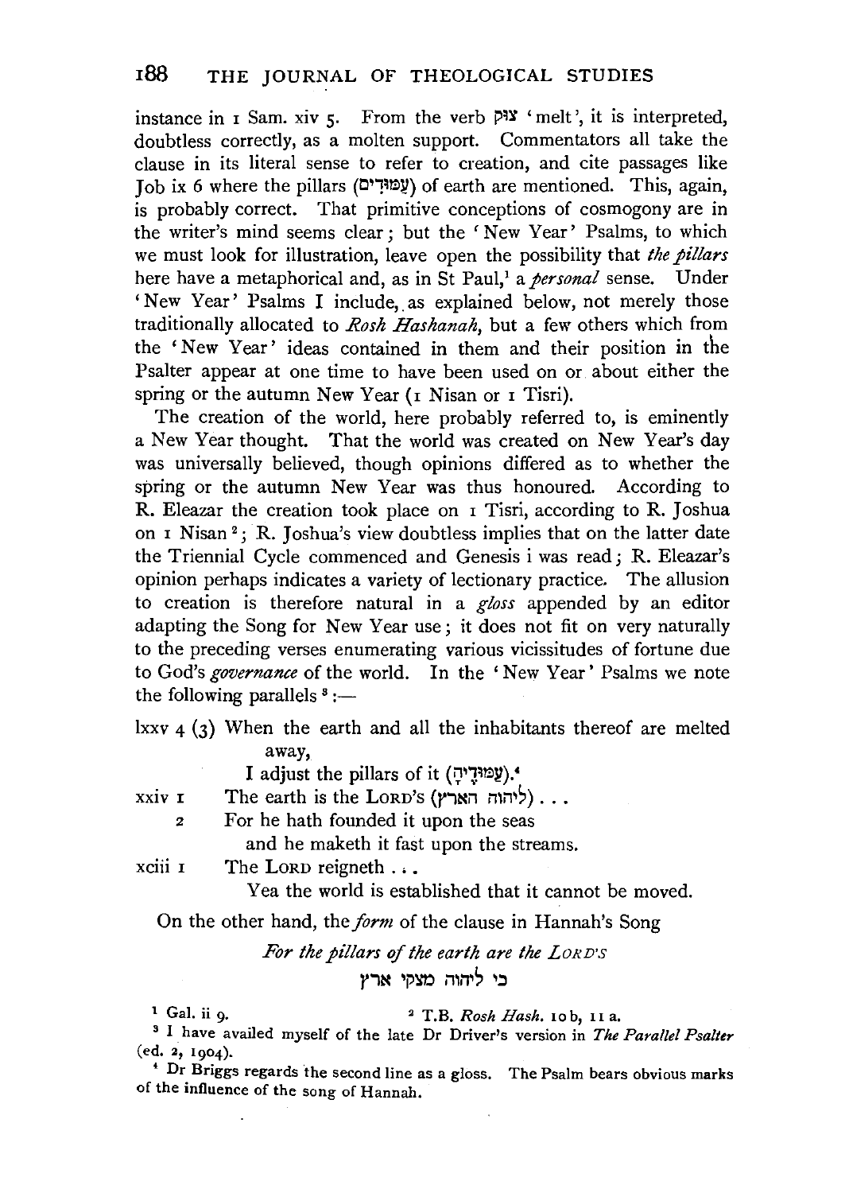instance in 1 Sam. xiv 5. From the verb צוק 'melt', it is interpreted, doubtless correctly, as a molten support. Commentators all take the clause in its literal sense to refer to creation, and cite passages like Job ix 6 where the pillars (עַמּוּדִים) of earth are mentioned. This, again, is probably correct. That primitive conceptions of cosmogony are in the writer's mind seems clear; but the 'New Year' Psalms, to which we must look for illustration, leave open the possibility that *the pillars* here have a metaphorical and, as in St Paul,[1] a *personal* sense. Under 'New Year' Psalms I include, as explained below, not merely those traditionally allocated to *Rosh Hashanah*, but a few others which from the 'New Year' ideas contained in them and their position in the Psalter appear at one time to have been used on or about either the spring or the autumn New Year (1 Nisan or 1 Tisri).

The creation of the world, here probably referred to, is eminently a New Year thought. That the world was created on New Year's day was universally believed, though opinions differed as to whether the spring or the autumn New Year was thus honoured. According to R. Eleazar the creation took place on 1 Tisri, according to R. Joshua on 1 Nisan[2]; R. Joshua's view doubtless implies that on the latter date the Triennial Cycle commenced and Genesis i was read; R. Eleazar's opinion perhaps indicates a variety of lectionary practice. The allusion to creation is therefore natural in a *gloss* appended by an editor adapting the Song for New Year use; it does not fit on very naturally to the preceding verses enumerating various vicissitudes of fortune due to God's *governance* of the world. In the 'New Year' Psalms we note the following parallels[3]:—

lxxv 4 (3) When the earth and all the inhabitants thereof are melted away,
I adjust the pillars of it (עַמּוּדֶיהָ).[4]

xxiv 1 The earth is the LORD's (ליהוה הארץ) . . .
2 For he hath founded it upon the seas
and he maketh it fast upon the streams.

xciii 1 The LORD reigneth . . .
Yea the world is established that it cannot be moved.

On the other hand, the *form* of the clause in Hannah's Song

*For the pillars of the earth are the LORD'S*
כי ליהוה מצקי ארץ

---

[1] Gal. ii 9.

[2] T.B. *Rosh Hash.* 10 b, 11 a.

[3] I have availed myself of the late Dr Driver's version in *The Parallel Psalter* (ed. 2, 1904).

[4] Dr Briggs regards the second line as a gloss. The Psalm bears obvious marks of the influence of the song of Hannah.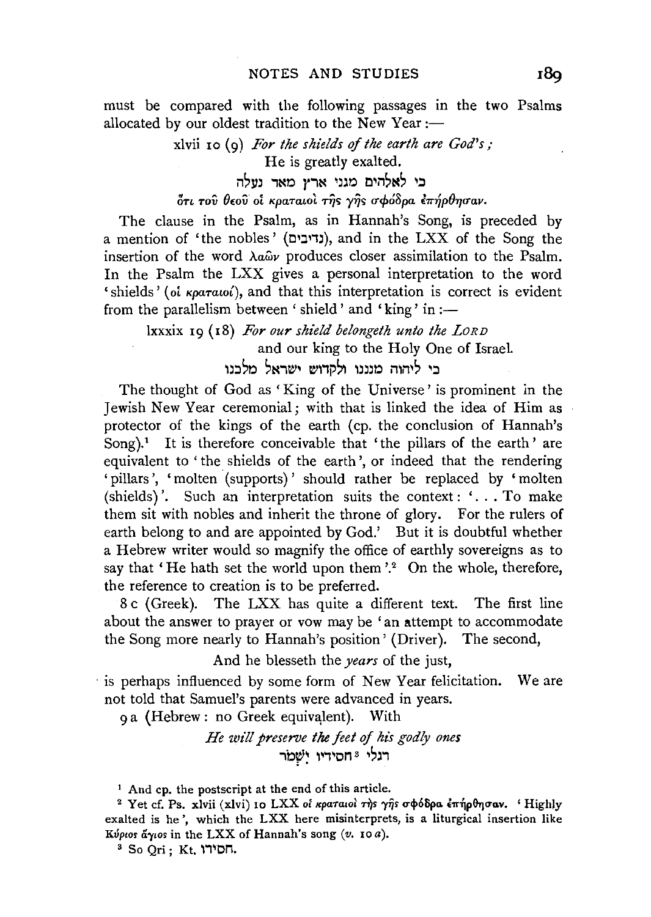must be compared with the following passages in the two Psalms allocated by our oldest tradition to the New Year:—

xlvii 10 (9) *For the shields of the earth are God's;*
He is greatly exalted.
כי לאלהים מגני ארץ מאד נעלה
ὅτι τοῦ θεοῦ οἱ κραταιοὶ τῆς γῆς σφόδρα ἐπήρθησαν.

The clause in the Psalm, as in Hannah's Song, is preceded by a mention of 'the nobles' (נדיבים), and in the LXX of the Song the insertion of the word λαῶν produces closer assimilation to the Psalm. In the Psalm the LXX gives a personal interpretation to the word 'shields' (οἱ κραταιοί), and that this interpretation is correct is evident from the parallelism between 'shield' and 'king' in:—

lxxxix 19 (18) *For our shield belongeth unto the LORD*
and our king to the Holy One of Israel.
כי ליהוה מגננו ולקדוש ישראל מלכנו

The thought of God as 'King of the Universe' is prominent in the Jewish New Year ceremonial; with that is linked the idea of Him as protector of the kings of the earth (cp. the conclusion of Hannah's Song).[1] It is therefore conceivable that 'the pillars of the earth' are equivalent to 'the shields of the earth', or indeed that the rendering 'pillars', 'molten (supports)' should rather be replaced by 'molten (shields)'. Such an interpretation suits the context: '. . . To make them sit with nobles and inherit the throne of glory. For the rulers of earth belong to and are appointed by God.' But it is doubtful whether a Hebrew writer would so magnify the office of earthly sovereigns as to say that 'He hath set the world upon them'.[2] On the whole, therefore, the reference to creation is to be preferred.

8 c (Greek). The LXX has quite a different text. The first line about the answer to prayer or vow may be 'an attempt to accommodate the Song more nearly to Hannah's position' (Driver). The second,

And he blesseth the *years* of the just,

is perhaps influenced by some form of New Year felicitation. We are not told that Samuel's parents were advanced in years.

9 a (Hebrew: no Greek equivalent). With

*He will preserve the feet of his godly ones*
רגלי [3] חסידיו יִשְׁמֹר

---

[1] And cp. the postscript at the end of this article.

[2] Yet cf. Ps. xlvii (xlvi) 10 LXX οἱ κραταιοὶ τῆς γῆς σφόδρα ἐπήρθησαν. 'Highly exalted is he', which the LXX here misinterprets, is a liturgical insertion like Κύριος ἅγιος in the LXX of Hannah's song (*v.* 10 *a*).

[3] So Qri; Kt. חסידו.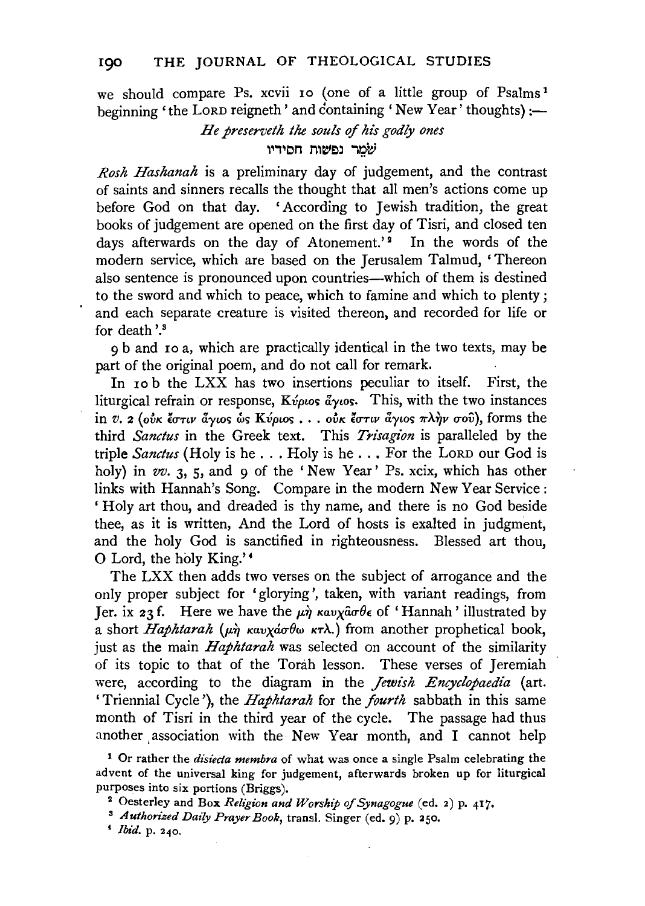we should compare Ps. xcvii 10 (one of a little group of Psalms[1] beginning 'the LORD reigneth' and containing 'New Year' thoughts) :—

*He preserveth the souls of his godly ones*

שֹׁמֵר נפשות חסידיו

*Rosh Hashanah* is a preliminary day of judgement, and the contrast of saints and sinners recalls the thought that all men's actions come up before God on that day. 'According to Jewish tradition, the great books of judgement are opened on the first day of Tisri, and closed ten days afterwards on the day of Atonement.'[2] In the words of the modern service, which are based on the Jerusalem Talmud, 'Thereon also sentence is pronounced upon countries—which of them is destined to the sword and which to peace, which to famine and which to plenty; and each separate creature is visited thereon, and recorded for life or for death'.[3]

9 b and 10 a, which are practically identical in the two texts, may be part of the original poem, and do not call for remark.

In 10 b the LXX has two insertions peculiar to itself. First, the liturgical refrain or response, Κύριος ἅγιος. This, with the two instances in *v.* 2 (οὐκ ἔστιν ἅγιος ὡς Κύριος . . . οὐκ ἔστιν ἅγιος πλὴν σοῦ), forms the third *Sanctus* in the Greek text. This *Trisagion* is paralleled by the triple *Sanctus* (Holy is he . . . Holy is he . . . For the LORD our God is holy) in *vv.* 3, 5, and 9 of the 'New Year' Ps. xcix, which has other links with Hannah's Song. Compare in the modern New Year Service: 'Holy art thou, and dreaded is thy name, and there is no God beside thee, as it is written, And the Lord of hosts is exalted in judgment, and the holy God is sanctified in righteousness. Blessed art thou, O Lord, the holy King.'[4]

The LXX then adds two verses on the subject of arrogance and the only proper subject for 'glorying', taken, with variant readings, from Jer. ix 23 f. Here we have the μὴ καυχᾶσθε of 'Hannah' illustrated by a short *Haphtarah* (μὴ καυχάσθω κτλ.) from another prophetical book, just as the main *Haphtarah* was selected on account of the similarity of its topic to that of the Torah lesson. These verses of Jeremiah were, according to the diagram in the *Jewish Encyclopaedia* (art. 'Triennial Cycle'), the *Haphtarah* for the *fourth* sabbath in this same month of Tisri in the third year of the cycle. The passage had thus another association with the New Year month, and I cannot help

[1] Or rather the *disiecta membra* of what was once a single Psalm celebrating the advent of the universal king for judgement, afterwards broken up for liturgical purposes into six portions (Briggs).

[2] Oesterley and Box *Religion and Worship of Synagogue* (ed. 2) p. 417.

[3] *Authorized Daily Prayer Book*, transl. Singer (ed. 9) p. 250.

[4] *Ibid.* p. 240.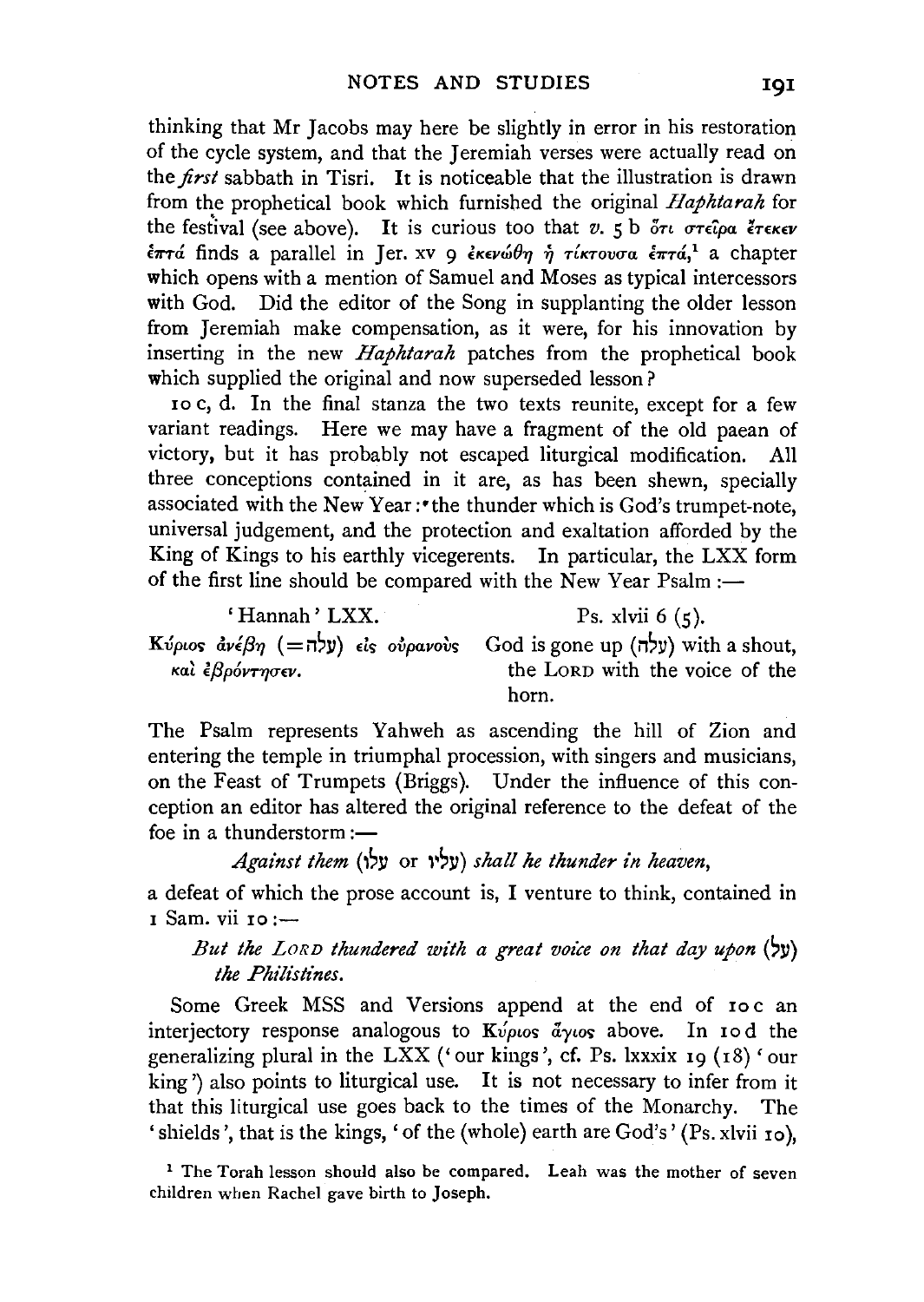thinking that Mr Jacobs may here be slightly in error in his restoration of the cycle system, and that the Jeremiah verses were actually read on the *first* sabbath in Tisri. It is noticeable that the illustration is drawn from the prophetical book which furnished the original *Haphtarah* for the festival (see above). It is curious too that *v.* 5 b ὅτι στεῖρα ἔτεκεν ἑπτά finds a parallel in Jer. xv 9 ἐκενώθη ἡ τίκτουσα ἑπτά,[1] a chapter which opens with a mention of Samuel and Moses as typical intercessors with God. Did the editor of the Song in supplanting the older lesson from Jeremiah make compensation, as it were, for his innovation by inserting in the new *Haphtarah* patches from the prophetical book which supplied the original and now superseded lesson?

10 c, d. In the final stanza the two texts reunite, except for a few variant readings. Here we may have a fragment of the old paean of victory, but it has probably not escaped liturgical modification. All three conceptions contained in it are, as has been shewn, specially associated with the New Year: the thunder which is God's trumpet-note, universal judgement, and the protection and exaltation afforded by the King of Kings to his earthly vicegerents. In particular, the LXX form of the first line should be compared with the New Year Psalm :—

| 'Hannah' LXX. | Ps. xlvii 6 (5). |
|---|---|
| Κύριος ἀνέβη (=עלה) εἰς οὐρανοὺς καὶ ἐβρόντησεν. | God is gone up (עלה) with a shout, the LORD with the voice of the horn. |

The Psalm represents Yahweh as ascending the hill of Zion and entering the temple in triumphal procession, with singers and musicians, on the Feast of Trumpets (Briggs). Under the influence of this conception an editor has altered the original reference to the defeat of the foe in a thunderstorm :—

*Against them* (עלו or עליו) *shall he thunder in heaven,*

a defeat of which the prose account is, I venture to think, contained in 1 Sam. vii 10 :—

*But the LORD thundered with a great voice on that day upon* (על) *the Philistines.*

Some Greek MSS and Versions append at the end of 10 c an interjectory response analogous to Κύριος ἅγιος above. In 10 d the generalizing plural in the LXX ('our kings', cf. Ps. lxxxix 19 (18) 'our king') also points to liturgical use. It is not necessary to infer from it that this liturgical use goes back to the times of the Monarchy. The 'shields', that is the kings, 'of the (whole) earth are God's' (Ps. xlvii 10),

[1] The Torah lesson should also be compared. Leah was the mother of seven children when Rachel gave birth to Joseph.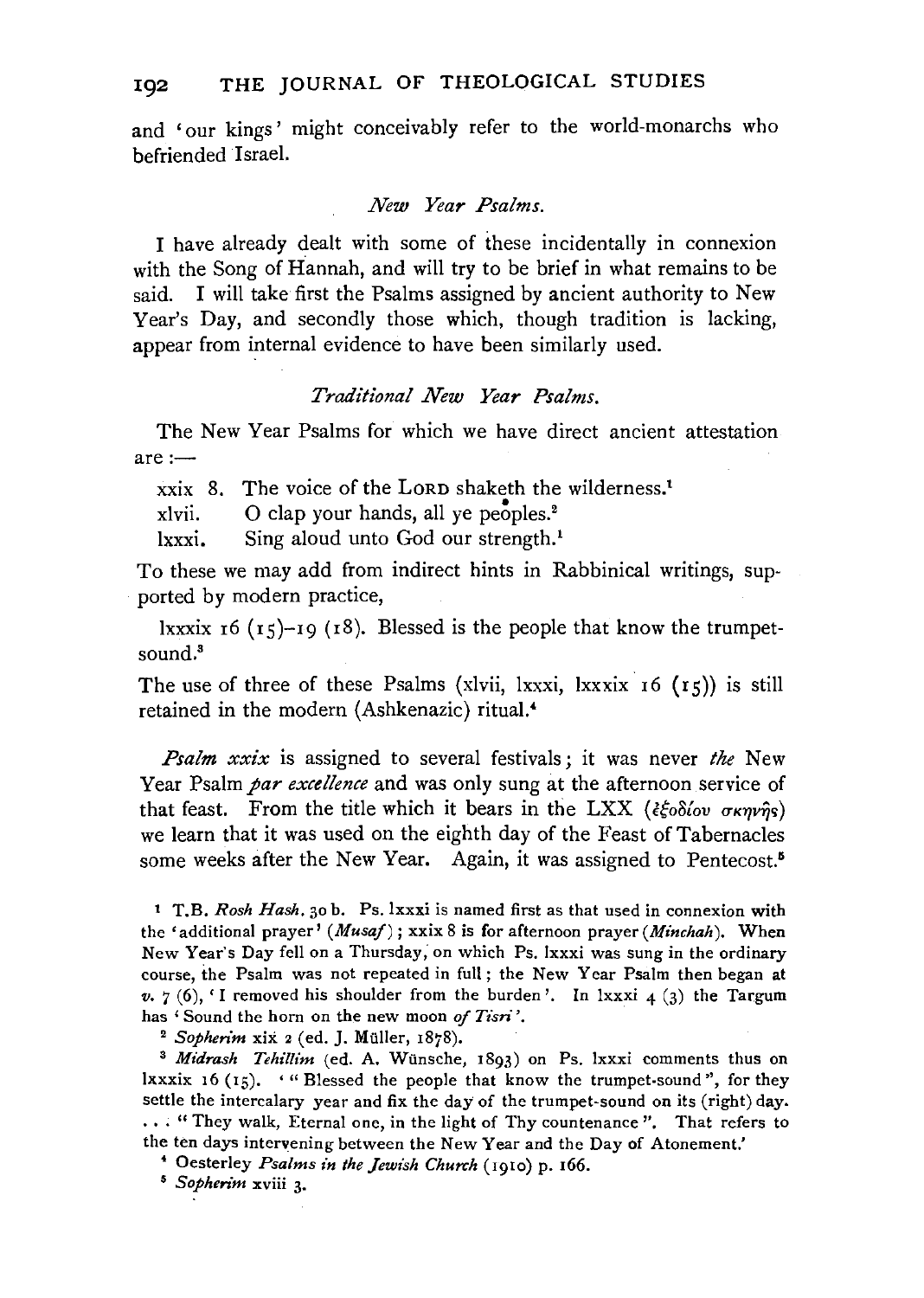and 'our kings' might conceivably refer to the world-monarchs who befriended Israel.

### *New Year Psalms.*

I have already dealt with some of these incidentally in connexion with the Song of Hannah, and will try to be brief in what remains to be said. I will take first the Psalms assigned by ancient authority to New Year's Day, and secondly those which, though tradition is lacking, appear from internal evidence to have been similarly used.

### *Traditional New Year Psalms.*

The New Year Psalms for which we have direct ancient attestation are :—

xxix 8. The voice of the LORD shaketh the wilderness.[1]
xlvii. O clap your hands, all ye peoples.[2]
lxxxi. Sing aloud unto God our strength.[1]

To these we may add from indirect hints in Rabbinical writings, supported by modern practice,

lxxxix 16 (15)–19 (18). Blessed is the people that know the trumpet-sound.[3]

The use of three of these Psalms (xlvii, lxxxi, lxxxix 16 (15)) is still retained in the modern (Ashkenazic) ritual.[4]

*Psalm xxix* is assigned to several festivals; it was never *the* New Year Psalm *par excellence* and was only sung at the afternoon service of that feast. From the title which it bears in the LXX (ἐξοδίου σκηνῆς) we learn that it was used on the eighth day of the Feast of Tabernacles some weeks after the New Year. Again, it was assigned to Pentecost.[5]

[1] T.B. *Rosh Hash.* 30 b. Ps. lxxxi is named first as that used in connexion with the 'additional prayer' (*Musaf*); xxix 8 is for afternoon prayer (*Minchah*). When New Year's Day fell on a Thursday, on which Ps. lxxxi was sung in the ordinary course, the Psalm was not repeated in full; the New Year Psalm then began at *v.* 7 (6), 'I removed his shoulder from the burden'. In lxxxi 4 (3) the Targum has 'Sound the horn on the new moon *of Tisri*'.

[2] *Sopherim* xix 2 (ed. J. Müller, 1878).

[3] *Midrash Tehillim* (ed. A. Wünsche, 1893) on Ps. lxxxi comments thus on lxxxix 16 (15). '"Blessed the people that know the trumpet-sound", for they settle the intercalary year and fix the day of the trumpet-sound on its (right) day. . . . "They walk, Eternal one, in the light of Thy countenance". That refers to the ten days intervening between the New Year and the Day of Atonement.'

[4] Oesterley *Psalms in the Jewish Church* (1910) p. 166.

[5] *Sopherim* xviii 3.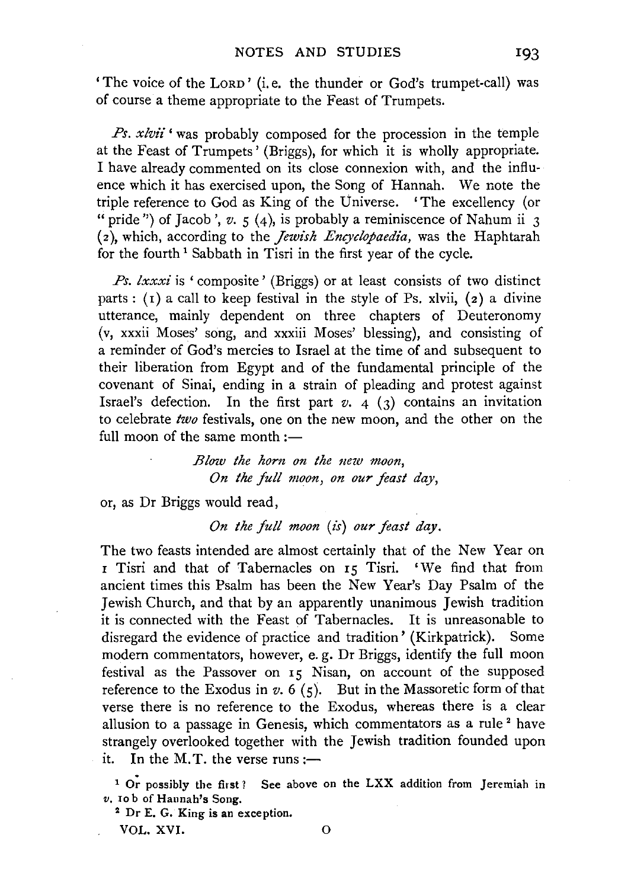'The voice of the LORD' (i. e. the thunder or God's trumpet-call) was of course a theme appropriate to the Feast of Trumpets.

*Ps. xlvii* 'was probably composed for the procession in the temple at the Feast of Trumpets' (Briggs), for which it is wholly appropriate. I have already commented on its close connexion with, and the influence which it has exercised upon, the Song of Hannah. We note the triple reference to God as King of the Universe. 'The excellency (or "pride") of Jacob', *v.* 5 (4), is probably a reminiscence of Nahum ii 3 (2), which, according to the *Jewish Encyclopaedia,* was the Haphtarah for the fourth [1] Sabbath in Tisri in the first year of the cycle.

*Ps. lxxxi* is 'composite' (Briggs) or at least consists of two distinct parts: (1) a call to keep festival in the style of Ps. xlvii, (2) a divine utterance, mainly dependent on three chapters of Deuteronomy (v, xxxii Moses' song, and xxxiii Moses' blessing), and consisting of a reminder of God's mercies to Israel at the time of and subsequent to their liberation from Egypt and of the fundamental principle of the covenant of Sinai, ending in a strain of pleading and protest against Israel's defection. In the first part *v.* 4 (3) contains an invitation to celebrate *two* festivals, one on the new moon, and the other on the full moon of the same month:—

> *Blow the horn on the new moon,*
> *On the full moon, on our feast day,*

or, as Dr Briggs would read,

> *On the full moon (is) our feast day.*

The two feasts intended are almost certainly that of the New Year on 1 Tisri and that of Tabernacles on 15 Tisri. 'We find that from ancient times this Psalm has been the New Year's Day Psalm of the Jewish Church, and that by an apparently unanimous Jewish tradition it is connected with the Feast of Tabernacles. It is unreasonable to disregard the evidence of practice and tradition' (Kirkpatrick). Some modern commentators, however, e. g. Dr Briggs, identify the full moon festival as the Passover on 15 Nisan, on account of the supposed reference to the Exodus in *v.* 6 (5). But in the Massoretic form of that verse there is no reference to the Exodus, whereas there is a clear allusion to a passage in Genesis, which commentators as a rule [2] have strangely overlooked together with the Jewish tradition founded upon it. In the M.T. the verse runs:—

[1] Or possibly the first? See above on the LXX addition from Jeremiah in *v.* 10 b of Hannah's Song.

[2] Dr E. G. King is an exception.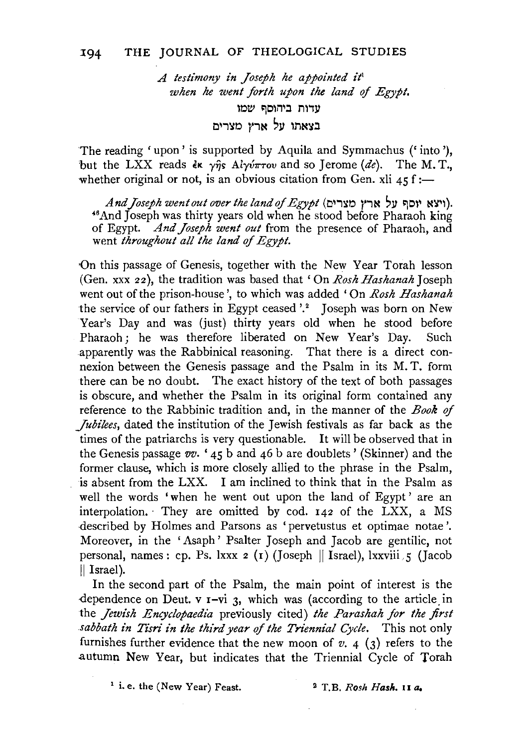*A testimony in Joseph he appointed it*[1]
*when he went forth upon the land of Egypt.*

עדות ביהוסף שמו
בצאתו על ארץ מצרים

The reading 'upon' is supported by Aquila and Symmachus ('into'), but the LXX reads ἐκ γῆς Αἰγύπτου and so Jerome (*de*). The M. T., whether original or not, is an obvious citation from Gen. xli 45 f:—

> *And Joseph went out over the land of Egypt* (ויצא יוסף על ארץ מצרים). [46]And Joseph was thirty years old when he stood before Pharaoh king of Egypt. *And Joseph went out* from the presence of Pharaoh, and went *throughout all the land of Egypt.*

On this passage of Genesis, together with the New Year Torah lesson (Gen. xxx 22), the tradition was based that 'On *Rosh Hashanah* Joseph went out of the prison-house', to which was added 'On *Rosh Hashanah* the service of our fathers in Egypt ceased'.[2] Joseph was born on New Year's Day and was (just) thirty years old when he stood before Pharaoh; he was therefore liberated on New Year's Day. Such apparently was the Rabbinical reasoning. That there is a direct connexion between the Genesis passage and the Psalm in its M. T. form there can be no doubt. The exact history of the text of both passages is obscure, and whether the Psalm in its original form contained any reference to the Rabbinic tradition and, in the manner of the *Book of Jubilees*, dated the institution of the Jewish festivals as far back as the times of the patriarchs is very questionable. It will be observed that in the Genesis passage *vv.* '45 b and 46 b are doublets' (Skinner) and the former clause, which is more closely allied to the phrase in the Psalm, is absent from the LXX. I am inclined to think that in the Psalm as well the words 'when he went out upon the land of Egypt' are an interpolation. They are omitted by cod. 142 of the LXX, a MS described by Holmes and Parsons as 'pervetustus et optimae notae'. Moreover, in the 'Asaph' Psalter Joseph and Jacob are gentilic, not personal, names: cp. Ps. lxxx 2 (1) (Joseph || Israel), lxxviii 5 (Jacob || Israel).

In the second part of the Psalm, the main point of interest is the dependence on Deut. v 1–vi 3, which was (according to the article in the *Jewish Encyclopaedia* previously cited) *the Parashah for the first sabbath in Tisri in the third year of the Triennial Cycle.* This not only furnishes further evidence that the new moon of *v.* 4 (3) refers to the autumn New Year, but indicates that the Triennial Cycle of Torah

[1] i. e. the (New Year) Feast.

[2] T.B. *Rosh Hash.* 11 *a.*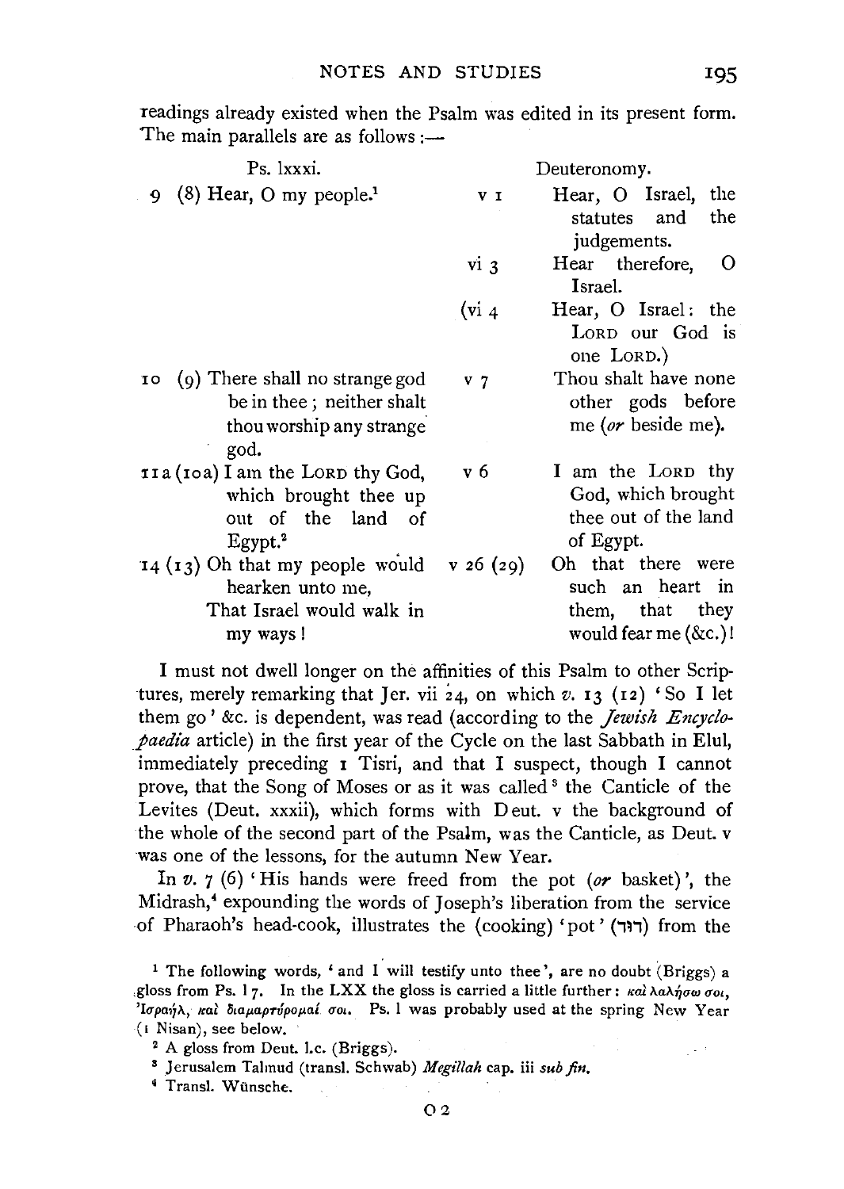readings already existed when the Psalm was edited in its present form. The main parallels are as follows :—

| Ps. lxxxi. | | Deuteronomy. |
|---|---|---|
| 9 (8) Hear, O my people.[1] | v 1 | Hear, O Israel, the statutes and the judgements. |
| | vi 3 | Hear therefore, O Israel. |
| | (vi 4 | Hear, O Israel: the LORD our God is one LORD.) |
| 10 (9) There shall no strange god be in thee; neither shalt thou worship any strange god. | v 7 | Thou shalt have none other gods before me (*or* beside me). |
| 11 a (10 a) I am the LORD thy God, which brought thee up out of the land of Egypt.[2] | v 6 | I am the LORD thy God, which brought thee out of the land of Egypt. |
| 14 (13) Oh that my people would hearken unto me, That Israel would walk in my ways! | v 26 (29) | Oh that there were such an heart in them, that they would fear me (&c.)! |

I must not dwell longer on the affinities of this Psalm to other Scriptures, merely remarking that Jer. vii 24, on which *v.* 13 (12) 'So I let them go' &c. is dependent, was read (according to the *Jewish Encyclopaedia* article) in the first year of the Cycle on the last Sabbath in Elul, immediately preceding 1 Tisri, and that I suspect, though I cannot prove, that the Song of Moses or as it was called[3] the Canticle of the Levites (Deut. xxxii), which forms with Deut. v the background of the whole of the second part of the Psalm, was the Canticle, as Deut. v was one of the lessons, for the autumn New Year.

In *v.* 7 (6) 'His hands were freed from the pot (*or* basket)', the Midrash,[4] expounding the words of Joseph's liberation from the service of Pharaoh's head-cook, illustrates the (cooking) 'pot' (דוד) from the

[1] The following words, 'and I will testify unto thee', are no doubt (Briggs) a gloss from Ps. l 7. In the LXX the gloss is carried a little further: καὶ λαλήσω σοι, Ἰσραήλ, καὶ διαμαρτύρομαί σοι. Ps. l was probably used at the spring New Year (1 Nisan), see below.

[2] A gloss from Deut. l.c. (Briggs).

[3] Jerusalem Talmud (transl. Schwab) *Megillah* cap. iii *sub fin.*

[4] Transl. Wünsche.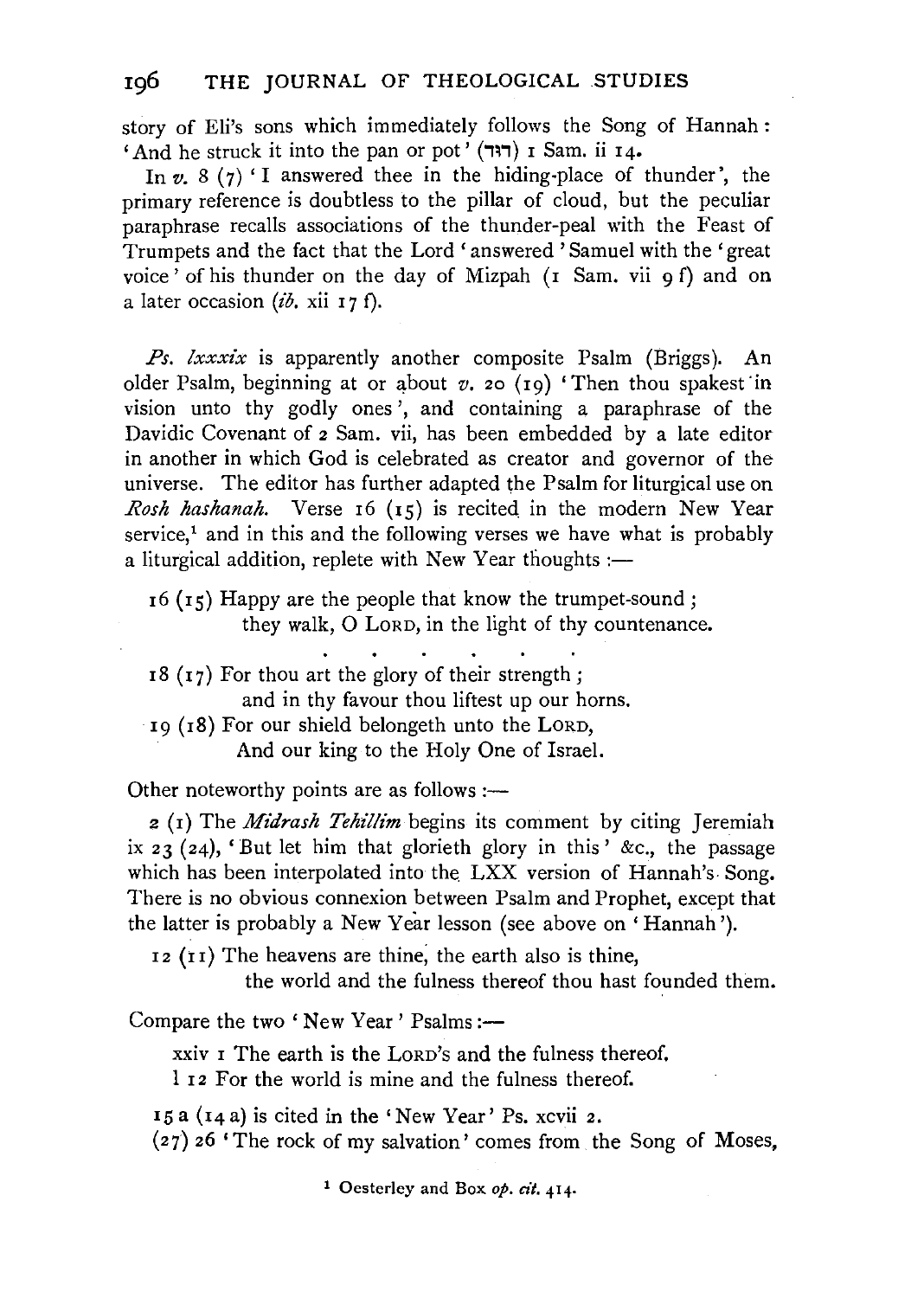story of Eli's sons which immediately follows the Song of Hannah: 'And he struck it into the pan or pot' (דוד) 1 Sam. ii 14.

In *v.* 8 (7) 'I answered thee in the hiding-place of thunder', the primary reference is doubtless to the pillar of cloud, but the peculiar paraphrase recalls associations of the thunder-peal with the Feast of Trumpets and the fact that the Lord 'answered' Samuel with the 'great voice' of his thunder on the day of Mizpah (1 Sam. vii 9 f) and on a later occasion (*ib.* xii 17 f).

*Ps. lxxxix* is apparently another composite Psalm (Briggs). An older Psalm, beginning at or about *v.* 20 (19) 'Then thou spakest in vision unto thy godly ones', and containing a paraphrase of the Davidic Covenant of 2 Sam. vii, has been embedded by a late editor in another in which God is celebrated as creator and governor of the universe. The editor has further adapted the Psalm for liturgical use on *Rosh hashanah*. Verse 16 (15) is recited in the modern New Year service,[1] and in this and the following verses we have what is probably a liturgical addition, replete with New Year thoughts:—

16 (15) Happy are the people that know the trumpet-sound;
they walk, O LORD, in the light of thy countenance.

. . . . . .

18 (17) For thou art the glory of their strength;
and in thy favour thou liftest up our horns.
19 (18) For our shield belongeth unto the LORD,
And our king to the Holy One of Israel.

Other noteworthy points are as follows:—

2 (1) The *Midrash Tehillim* begins its comment by citing Jeremiah ix 23 (24), 'But let him that glorieth glory in this' &c., the passage which has been interpolated into the LXX version of Hannah's Song. There is no obvious connexion between Psalm and Prophet, except that the latter is probably a New Year lesson (see above on 'Hannah').

12 (11) The heavens are thine, the earth also is thine,
the world and the fulness thereof thou hast founded them.

Compare the two 'New Year' Psalms:—

xxiv 1 The earth is the LORD's and the fulness thereof.
l 12 For the world is mine and the fulness thereof.

15 a (14 a) is cited in the 'New Year' Ps. xcvii 2.
(27) 26 'The rock of my salvation' comes from the Song of Moses,

[1] Oesterley and Box *op. cit.* 414.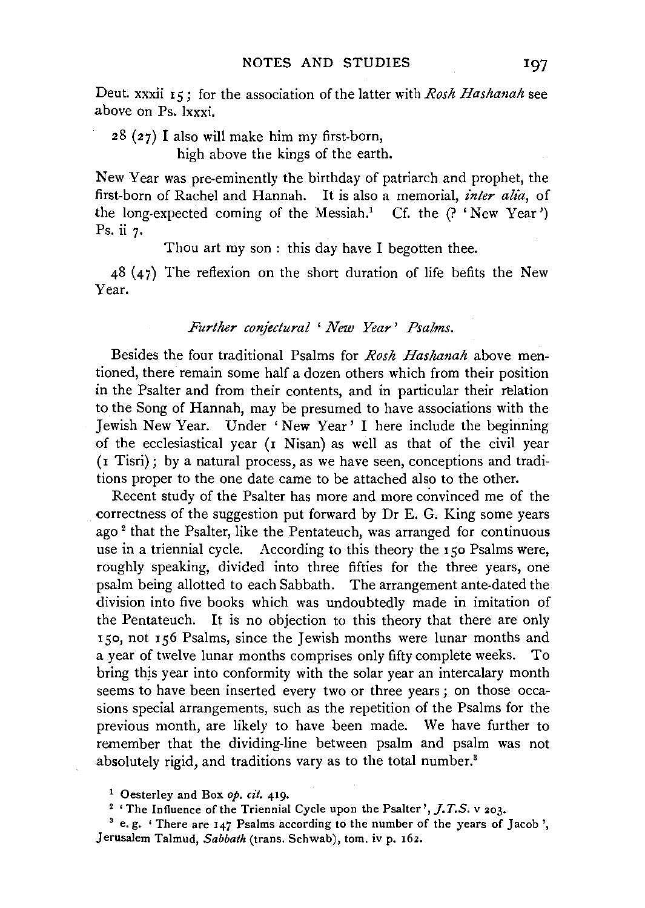Deut. xxxii 15; for the association of the latter with *Rosh Hashanah* see above on Ps. lxxxi.

28 (27) I also will make him my first-born,
high above the kings of the earth.

New Year was pre-eminently the birthday of patriarch and prophet, the first-born of Rachel and Hannah. It is also a memorial, *inter alia*, of the long-expected coming of the Messiah.[1] Cf. the (? 'New Year') Ps. ii 7.

Thou art my son: this day have I begotten thee.

48 (47) The reflexion on the short duration of life befits the New Year.

### *Further conjectural 'New Year' Psalms.*

Besides the four traditional Psalms for *Rosh Hashanah* above mentioned, there remain some half a dozen others which from their position in the Psalter and from their contents, and in particular their relation to the Song of Hannah, may be presumed to have associations with the Jewish New Year. Under 'New Year' I here include the beginning of the ecclesiastical year (1 Nisan) as well as that of the civil year (1 Tisri); by a natural process, as we have seen, conceptions and traditions proper to the one date came to be attached also to the other.

Recent study of the Psalter has more and more convinced me of the correctness of the suggestion put forward by Dr E. G. King some years ago[2] that the Psalter, like the Pentateuch, was arranged for continuous use in a triennial cycle. According to this theory the 150 Psalms were, roughly speaking, divided into three fifties for the three years, one psalm being allotted to each Sabbath. The arrangement ante-dated the division into five books which was undoubtedly made in imitation of the Pentateuch. It is no objection to this theory that there are only 150, not 156 Psalms, since the Jewish months were lunar months and a year of twelve lunar months comprises only fifty complete weeks. To bring this year into conformity with the solar year an intercalary month seems to have been inserted every two or three years; on those occasions special arrangements, such as the repetition of the Psalms for the previous month, are likely to have been made. We have further to remember that the dividing-line between psalm and psalm was not absolutely rigid, and traditions vary as to the total number.[3]

[1] Oesterley and Box *op. cit.* 419.

[2] 'The Influence of the Triennial Cycle upon the Psalter', *J.T.S.* v 203.

[3] e.g. 'There are 147 Psalms according to the number of the years of Jacob', Jerusalem Talmud, *Sabbath* (trans. Schwab), tom. iv p. 162.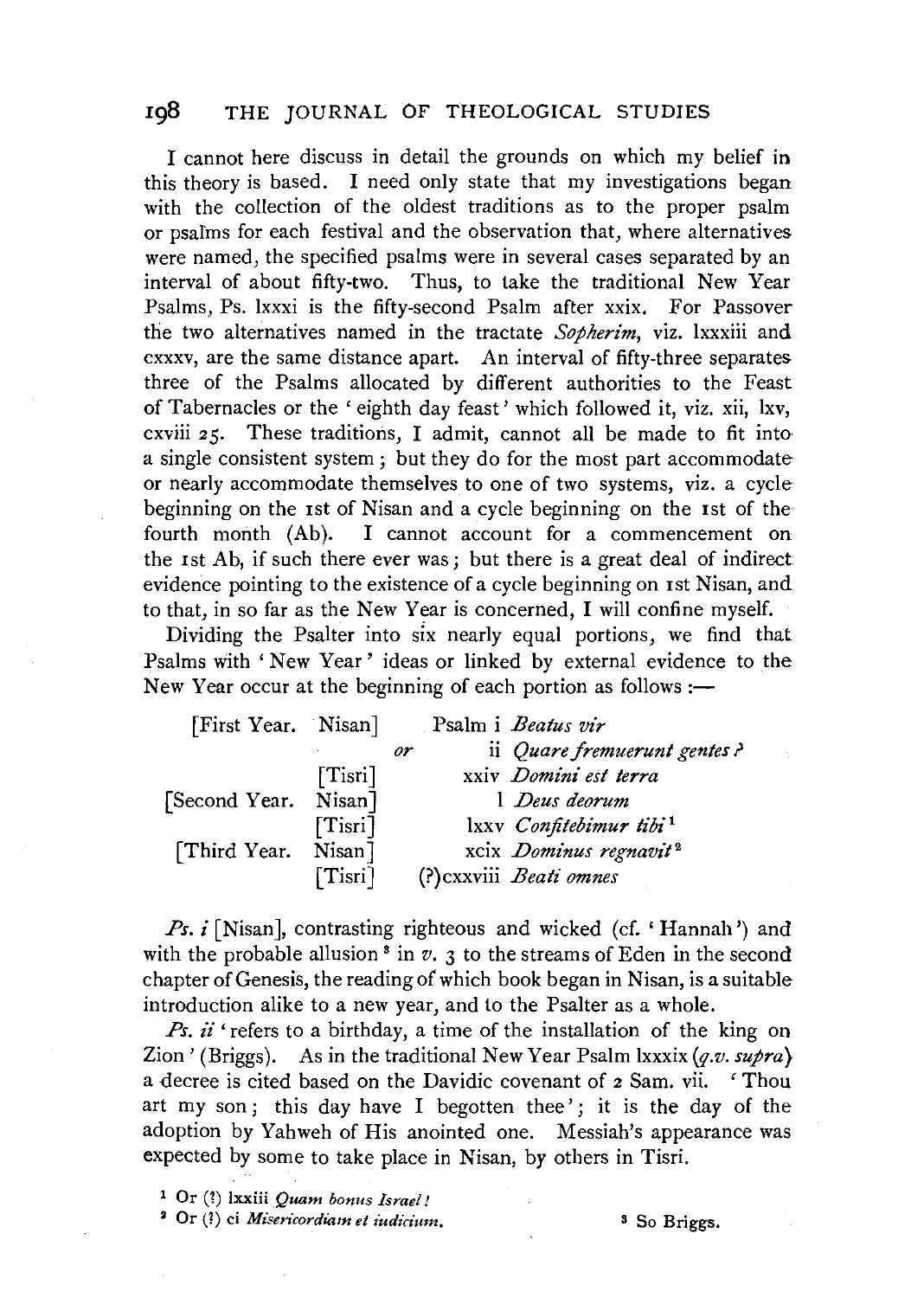I cannot here discuss in detail the grounds on which my belief in this theory is based. I need only state that my investigations began with the collection of the oldest traditions as to the proper psalm or psalms for each festival and the observation that, where alternatives were named, the specified psalms were in several cases separated by an interval of about fifty-two. Thus, to take the traditional New Year Psalms, Ps. lxxxi is the fifty-second Psalm after xxix. For Passover the two alternatives named in the tractate *Sopherim*, viz. lxxxiii and cxxxv, are the same distance apart. An interval of fifty-three separates three of the Psalms allocated by different authorities to the Feast of Tabernacles or the 'eighth day feast' which followed it, viz. xii, lxv, cxviii 25. These traditions, I admit, cannot all be made to fit into a single consistent system; but they do for the most part accommodate or nearly accommodate themselves to one of two systems, viz. a cycle beginning on the 1st of Nisan and a cycle beginning on the 1st of the fourth month (Ab). I cannot account for a commencement on the 1st Ab, if such there ever was; but there is a great deal of indirect evidence pointing to the existence of a cycle beginning on 1st Nisan, and to that, in so far as the New Year is concerned, I will confine myself.

Dividing the Psalter into six nearly equal portions, we find that Psalms with 'New Year' ideas or linked by external evidence to the New Year occur at the beginning of each portion as follows:—

| | | | |
|---|---|---|---|
| [First Year. | Nisan] | | Psalm i *Beatus vir* |
| | | *or* | ii *Quare fremuerunt gentes?* |
| | [Tisri] | | xxiv *Domini est terra* |
| [Second Year. | Nisan] | | l *Deus deorum* |
| | [Tisri] | | lxxv *Confitebimur tibi*[1] |
| [Third Year. | Nisan] | | xcix *Dominus regnavit*[2] |
| | [Tisri] | | (?)cxxviii *Beati omnes* |

*Ps. i* [Nisan], contrasting righteous and wicked (cf. 'Hannah') and with the probable allusion[3] in *v.* 3 to the streams of Eden in the second chapter of Genesis, the reading of which book began in Nisan, is a suitable introduction alike to a new year, and to the Psalter as a whole.

*Ps. ii* 'refers to a birthday, a time of the installation of the king on Zion' (Briggs). As in the traditional New Year Psalm lxxxix (*q.v. supra*) a decree is cited based on the Davidic covenant of 2 Sam. vii. 'Thou art my son; this day have I begotten thee'; it is the day of the adoption by Yahweh of His anointed one. Messiah's appearance was expected by some to take place in Nisan, by others in Tisri.

[1] Or (?) lxxiii *Quam bonus Israel!*

[2] Or (?) ci *Misericordiam et iudicium.*

[3] So Briggs.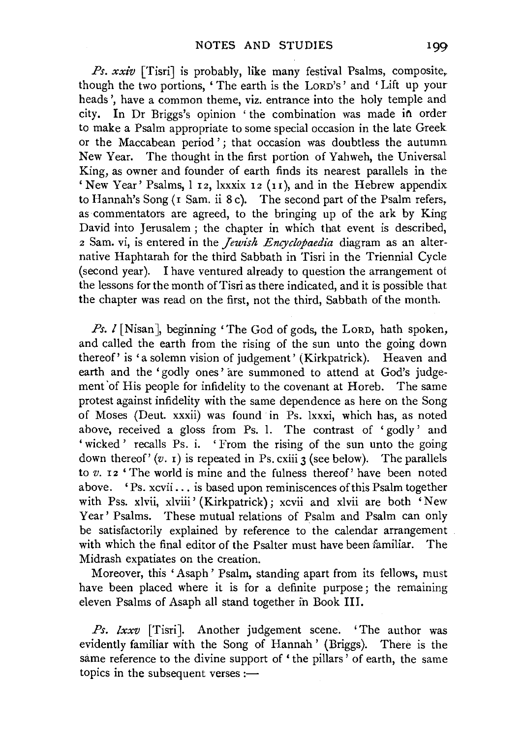*Ps. xxiv* [Tisri] is probably, like many festival Psalms, composite, though the two portions, 'The earth is the LORD's' and 'Lift up your heads', have a common theme, viz. entrance into the holy temple and city. In Dr Briggs's opinion 'the combination was made in order to make a Psalm appropriate to some special occasion in the late Greek or the Maccabean period'; that occasion was doubtless the autumn New Year. The thought in the first portion of Yahweh, the Universal King, as owner and founder of earth finds its nearest parallels in the 'New Year' Psalms, l 12, lxxxix 12 (11), and in the Hebrew appendix to Hannah's Song (1 Sam. ii 8 c). The second part of the Psalm refers, as commentators are agreed, to the bringing up of the ark by King David into Jerusalem; the chapter in which that event is described, 2 Sam. vi, is entered in the *Jewish Encyclopaedia* diagram as an alternative Haphtarah for the third Sabbath in Tisri in the Triennial Cycle (second year). I have ventured already to question the arrangement of the lessons for the month of Tisri as there indicated, and it is possible that the chapter was read on the first, not the third, Sabbath of the month.

*Ps. l* [Nisan], beginning 'The God of gods, the LORD, hath spoken, and called the earth from the rising of the sun unto the going down thereof' is 'a solemn vision of judgement' (Kirkpatrick). Heaven and earth and the 'godly ones' are summoned to attend at God's judgement of His people for infidelity to the covenant at Horeb. The same protest against infidelity with the same dependence as here on the Song of Moses (Deut. xxxii) was found in Ps. lxxxi, which has, as noted above, received a gloss from Ps. l. The contrast of 'godly' and 'wicked' recalls Ps. i. 'From the rising of the sun unto the going down thereof' (*v.* 1) is repeated in Ps. cxiii 3 (see below). The parallels to *v.* 12 'The world is mine and the fulness thereof' have been noted above. 'Ps. xcvii ... is based upon reminiscences of this Psalm together with Pss. xlvii, xlviii' (Kirkpatrick); xcvii and xlvii are both 'New Year' Psalms. These mutual relations of Psalm and Psalm can only be satisfactorily explained by reference to the calendar arrangement with which the final editor of the Psalter must have been familiar. The Midrash expatiates on the creation.

Moreover, this 'Asaph' Psalm, standing apart from its fellows, must have been placed where it is for a definite purpose; the remaining eleven Psalms of Asaph all stand together in Book III.

*Ps. lxxv* [Tisri]. Another judgement scene. 'The author was evidently familiar with the Song of Hannah' (Briggs). There is the same reference to the divine support of 'the pillars' of earth, the same topics in the subsequent verses :—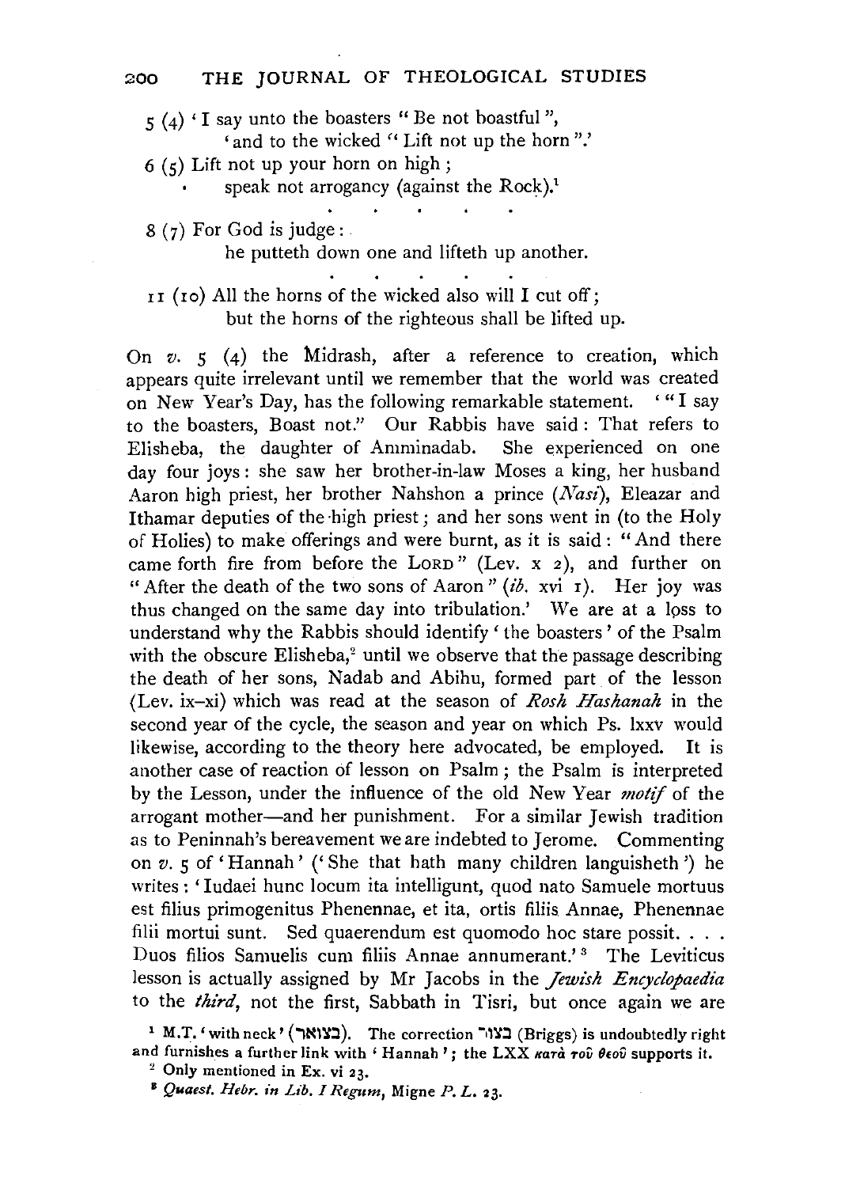5 (4) 'I say unto the boasters "Be not boastful",
'and to the wicked "Lift not up the horn".'

6 (5) Lift not up your horn on high;
speak not arrogancy (against the Rock).[1]

. . . . .

8 (7) For God is judge:
he putteth down one and lifteth up another.

. . . . .

11 (10) All the horns of the wicked also will I cut off;
but the horns of the righteous shall be lifted up.

On *v.* 5 (4) the Midrash, after a reference to creation, which appears quite irrelevant until we remember that the world was created on New Year's Day, has the following remarkable statement. '"I say to the boasters, Boast not." Our Rabbis have said: That refers to Elisheba, the daughter of Amminadab. She experienced on one day four joys: she saw her brother-in-law Moses a king, her husband Aaron high priest, her brother Nahshon a prince (*Nasi*), Eleazar and Ithamar deputies of the high priest; and her sons went in (to the Holy of Holies) to make offerings and were burnt, as it is said: "And there came forth fire from before the LORD" (Lev. x 2), and further on "After the death of the two sons of Aaron" (*ib.* xvi 1). Her joy was thus changed on the same day into tribulation.' We are at a loss to understand why the Rabbis should identify 'the boasters' of the Psalm with the obscure Elisheba,[2] until we observe that the passage describing the death of her sons, Nadab and Abihu, formed part of the lesson (Lev. ix–xi) which was read at the season of *Rosh Hashanah* in the second year of the cycle, the season and year on which Ps. lxxv would likewise, according to the theory here advocated, be employed. It is another case of reaction of lesson on Psalm; the Psalm is interpreted by the Lesson, under the influence of the old New Year *motif* of the arrogant mother—and her punishment. For a similar Jewish tradition as to Peninnah's bereavement we are indebted to Jerome. Commenting on *v.* 5 of 'Hannah' ('She that hath many children languisheth') he writes: 'Iudaei hunc locum ita intelligunt, quod nato Samuele mortuus est filius primogenitus Phenennae, et ita, ortis filiis Annae, Phenennae filii mortui sunt. Sed quaerendum est quomodo hoc stare possit. . . . Duos filios Samuelis cum filiis Annae annumerant.'[3] The Leviticus lesson is actually assigned by Mr Jacobs in the *Jewish Encyclopaedia* to the *third*, not the first, Sabbath in Tisri, but once again we are

[1] M.T. 'with neck' (בצואר). The correction בצור (Briggs) is undoubtedly right and furnishes a further link with 'Hannah'; the LXX κατὰ τοῦ θεοῦ supports it.

[2] Only mentioned in Ex. vi 23.

[3] *Quaest. Hebr. in Lib. I Regum*, Migne *P. L.* 23.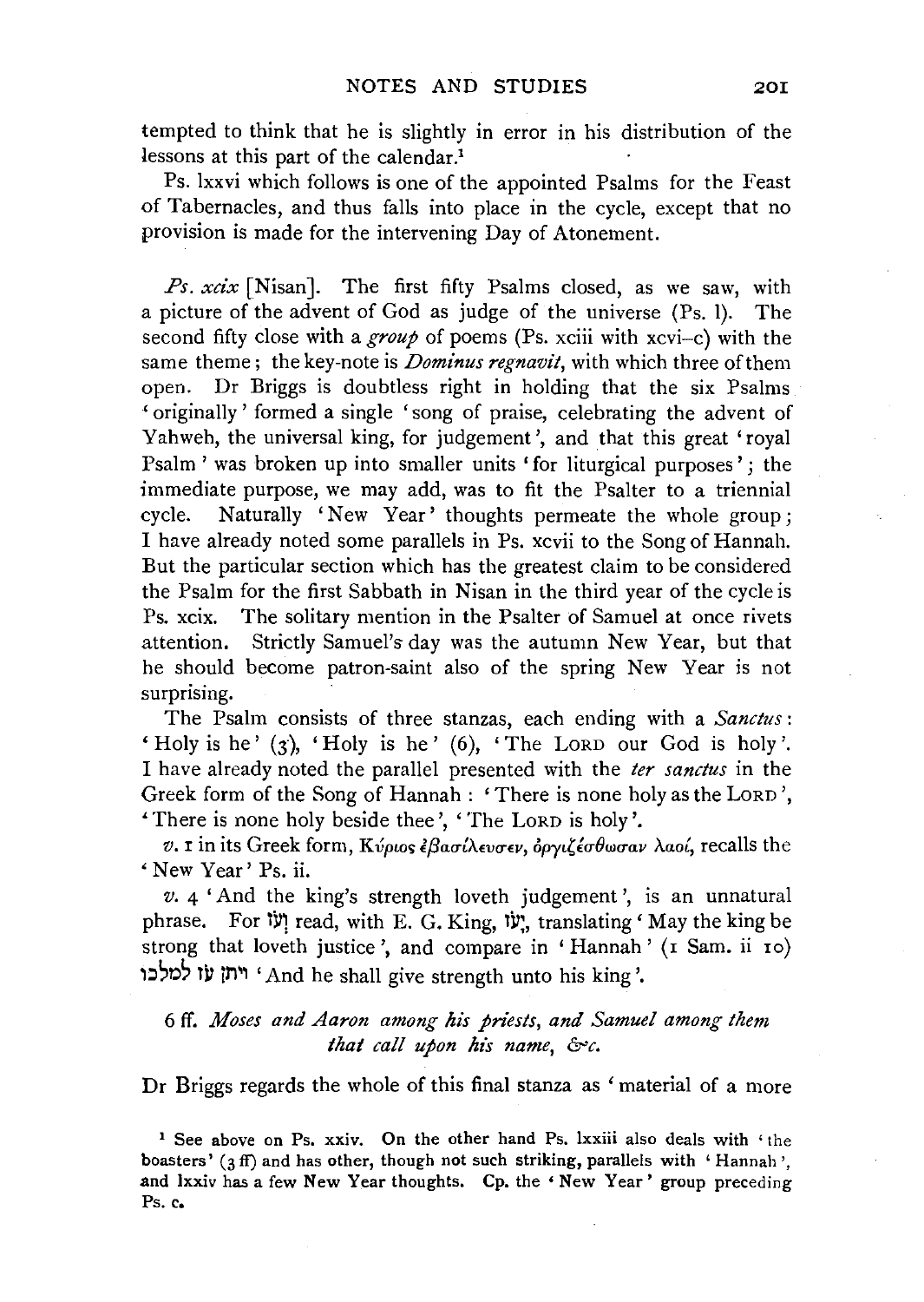tempted to think that he is slightly in error in his distribution of the lessons at this part of the calendar.[1]

Ps. lxxvi which follows is one of the appointed Psalms for the Feast of Tabernacles, and thus falls into place in the cycle, except that no provision is made for the intervening Day of Atonement.

*Ps. xcix* [Nisan]. The first fifty Psalms closed, as we saw, with a picture of the advent of God as judge of the universe (Ps. l). The second fifty close with a *group* of poems (Ps. xciii with xcvi–c) with the same theme; the key-note is *Dominus regnavit*, with which three of them open. Dr Briggs is doubtless right in holding that the six Psalms 'originally' formed a single 'song of praise, celebrating the advent of Yahweh, the universal king, for judgement', and that this great 'royal Psalm' was broken up into smaller units 'for liturgical purposes'; the immediate purpose, we may add, was to fit the Psalter to a triennial cycle. Naturally 'New Year' thoughts permeate the whole group; I have already noted some parallels in Ps. xcvii to the Song of Hannah. But the particular section which has the greatest claim to be considered the Psalm for the first Sabbath in Nisan in the third year of the cycle is Ps. xcix. The solitary mention in the Psalter of Samuel at once rivets attention. Strictly Samuel's day was the autumn New Year, but that he should become patron-saint also of the spring New Year is not surprising.

The Psalm consists of three stanzas, each ending with a *Sanctus*: 'Holy is he' (3), 'Holy is he' (6), 'The LORD our God is holy'. I have already noted the parallel presented with the *ter sanctus* in the Greek form of the Song of Hannah: 'There is none holy as the LORD', 'There is none holy beside thee', 'The LORD is holy'.

*v.* 1 in its Greek form, Κύριος ἐβασίλευσεν, ὀργιζέσθωσαν λαοί, recalls the 'New Year' Ps. ii.

*v.* 4 'And the king's strength loveth judgement', is an unnatural phrase. For וְעֹז read, with E. G. King, יָעֹז, translating 'May the king be strong that loveth justice', and compare in 'Hannah' (1 Sam. ii 10) ויתן עז למלכו 'And he shall give strength unto his king'.

6 ff. *Moses and Aaron among his priests, and Samuel among them that call upon his name, &c.*

Dr Briggs regards the whole of this final stanza as 'material of a more

[1] See above on Ps. xxiv. On the other hand Ps. lxxiii also deals with 'the boasters' (3 ff) and has other, though not such striking, parallels with 'Hannah', and lxxiv has a few New Year thoughts. Cp. the 'New Year' group preceding Ps. c.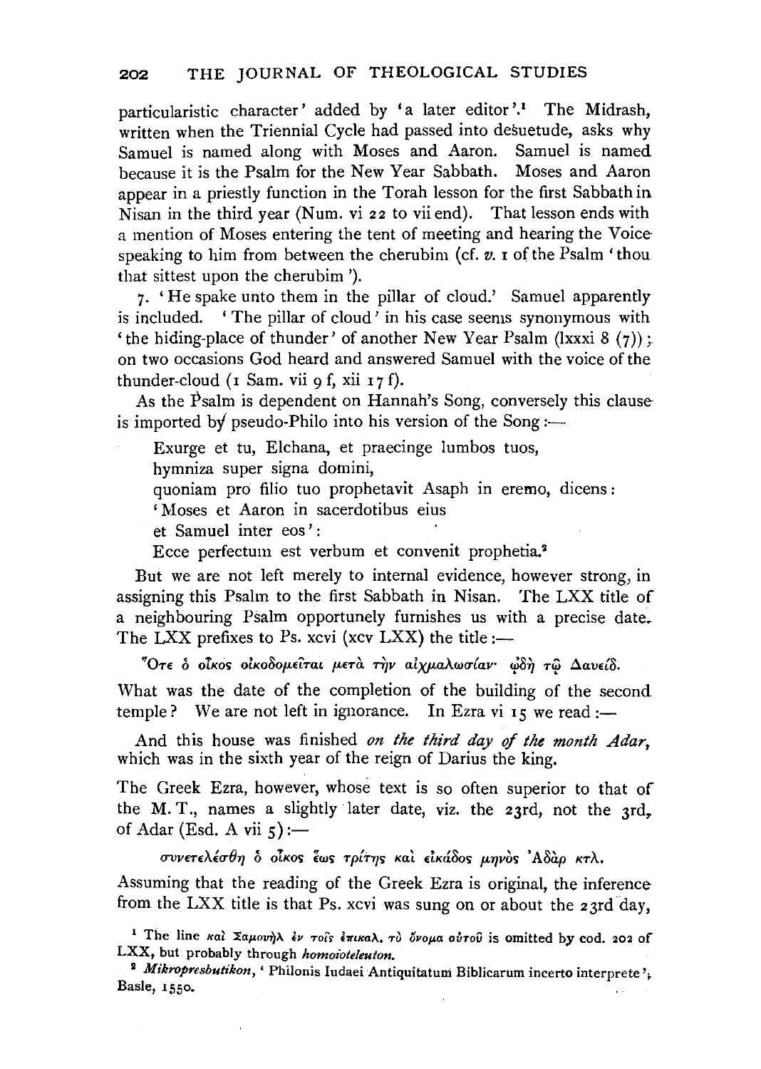particularistic character' added by 'a later editor'.[1] The Midrash, written when the Triennial Cycle had passed into desuetude, asks why Samuel is named along with Moses and Aaron. Samuel is named because it is the Psalm for the New Year Sabbath. Moses and Aaron appear in a priestly function in the Torah lesson for the first Sabbath in Nisan in the third year (Num. vi 22 to vii end). That lesson ends with a mention of Moses entering the tent of meeting and hearing the Voice speaking to him from between the cherubim (cf. *v.* 1 of the Psalm 'thou that sittest upon the cherubim').

7. 'He spake unto them in the pillar of cloud.' Samuel apparently is included. 'The pillar of cloud' in his case seems synonymous with 'the hiding-place of thunder' of another New Year Psalm (lxxxi 8 (7)); on two occasions God heard and answered Samuel with the voice of the thunder-cloud (1 Sam. vii 9 f, xii 17 f).

As the Psalm is dependent on Hannah's Song, conversely this clause is imported by pseudo-Philo into his version of the Song :—

> Exurge et tu, Elchana, et praecinge lumbos tuos,
> hymniza super signa domini,
> quoniam pro filio tuo prophetavit Asaph in eremo, dicens:
> 'Moses et Aaron in sacerdotibus eius
> et Samuel inter eos':
> Ecce perfectum est verbum et convenit prophetia.[2]

But we are not left merely to internal evidence, however strong, in assigning this Psalm to the first Sabbath in Nisan. The LXX title of a neighbouring Psalm opportunely furnishes us with a precise date. The LXX prefixes to Ps. xcvi (xcv LXX) the title :—

> Ὅτε ὁ οἶκος οἰκοδομεῖται μετὰ τὴν αἰχμαλωσίαν· ᾠδὴ τῷ Δαυείδ.

What was the date of the completion of the building of the second temple? We are not left in ignorance. In Ezra vi 15 we read :—

> And this house was finished *on the third day of the month Adar*, which was in the sixth year of the reign of Darius the king.

The Greek Ezra, however, whose text is so often superior to that of the M. T., names a slightly later date, viz. the 23rd, not the 3rd, of Adar (Esd. A vii 5) :—

> συνετελέσθη ὁ οἶκος ἕως τρίτης καὶ εἰκάδος μηνὸς Ἀδὰρ κτλ.

Assuming that the reading of the Greek Ezra is original, the inference from the LXX title is that Ps. xcvi was sung on or about the 23rd day,

[1] The line καὶ Σαμουὴλ ἐν τοῖς ἐπικαλ. τὸ ὄνομα αὐτοῦ is omitted by cod. 202 of LXX, but probably through *homoioteleuton*.

[2] *Mikropresbutikon*, 'Philonis Iudaei Antiquitatum Biblicarum incerto interprete', Basle, 1550.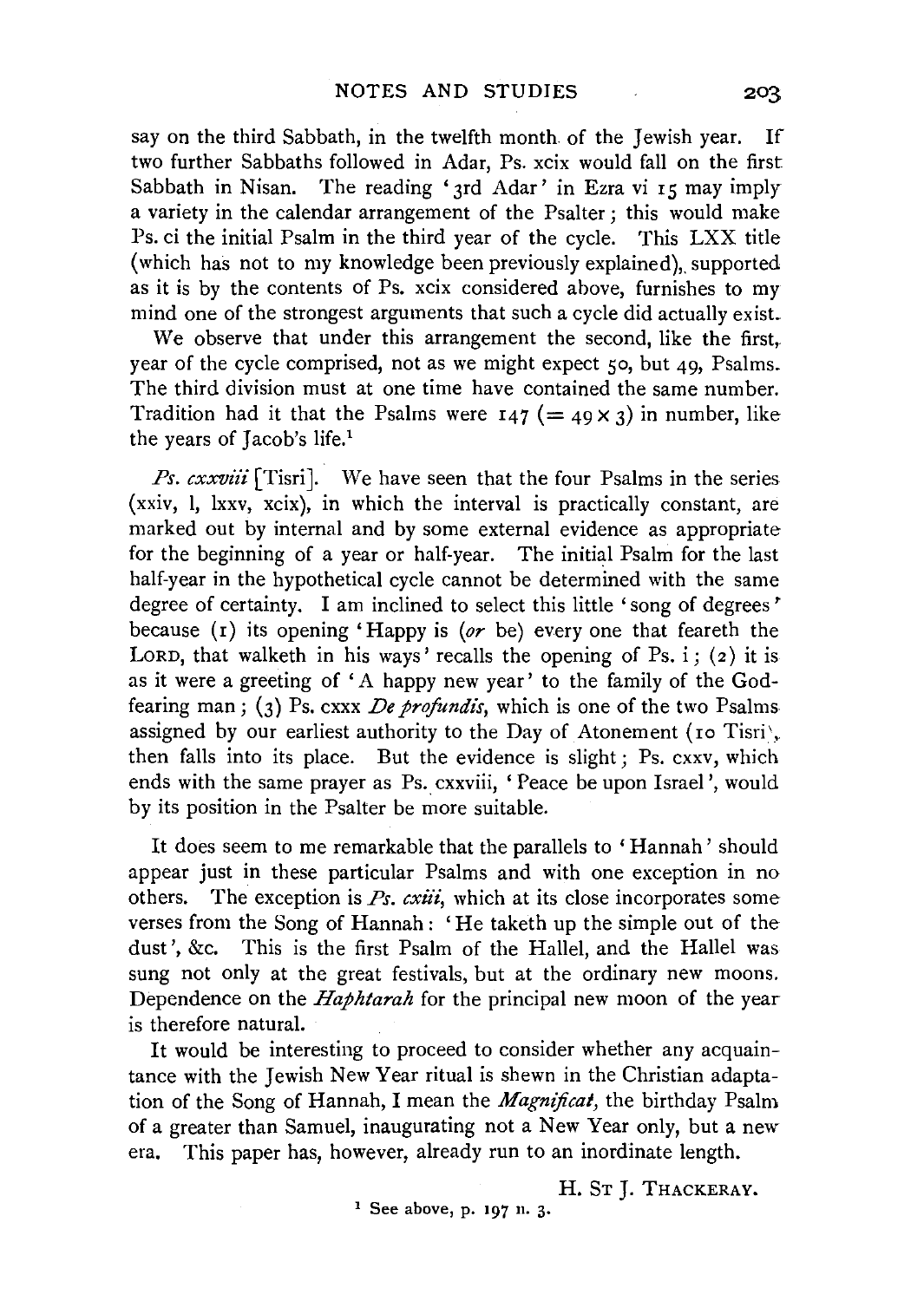say on the third Sabbath, in the twelfth month of the Jewish year. If two further Sabbaths followed in Adar, Ps. xcix would fall on the first Sabbath in Nisan. The reading '3rd Adar' in Ezra vi 15 may imply a variety in the calendar arrangement of the Psalter; this would make Ps. ci the initial Psalm in the third year of the cycle. This LXX title (which has not to my knowledge been previously explained), supported as it is by the contents of Ps. xcix considered above, furnishes to my mind one of the strongest arguments that such a cycle did actually exist.

We observe that under this arrangement the second, like the first, year of the cycle comprised, not as we might expect 50, but 49, Psalms. The third division must at one time have contained the same number. Tradition had it that the Psalms were 147 ($= 49 \times 3$) in number, like the years of Jacob's life.[1]

*Ps. cxxviii* [Tisri]. We have seen that the four Psalms in the series (xxiv, l, lxxv, xcix), in which the interval is practically constant, are marked out by internal and by some external evidence as appropriate for the beginning of a year or half-year. The initial Psalm for the last half-year in the hypothetical cycle cannot be determined with the same degree of certainty. I am inclined to select this little 'song of degrees' because (1) its opening 'Happy is (*or* be) every one that feareth the LORD, that walketh in his ways' recalls the opening of Ps. i; (2) it is as it were a greeting of 'A happy new year' to the family of the God-fearing man; (3) Ps. cxxx *De profundis*, which is one of the two Psalms assigned by our earliest authority to the Day of Atonement (10 Tisri), then falls into its place. But the evidence is slight; Ps. cxxv, which ends with the same prayer as Ps. cxxviii, 'Peace be upon Israel', would by its position in the Psalter be more suitable.

It does seem to me remarkable that the parallels to 'Hannah' should appear just in these particular Psalms and with one exception in no others. The exception is *Ps. cxiii*, which at its close incorporates some verses from the Song of Hannah: 'He taketh up the simple out of the dust', &c. This is the first Psalm of the Hallel, and the Hallel was sung not only at the great festivals, but at the ordinary new moons. Dependence on the *Haphtarah* for the principal new moon of the year is therefore natural.

It would be interesting to proceed to consider whether any acquaintance with the Jewish New Year ritual is shewn in the Christian adaptation of the Song of Hannah, I mean the *Magnificat*, the birthday Psalm of a greater than Samuel, inaugurating not a New Year only, but a new era. This paper has, however, already run to an inordinate length.

H. ST J. THACKERAY.

[1] See above, p. 197 n. 3.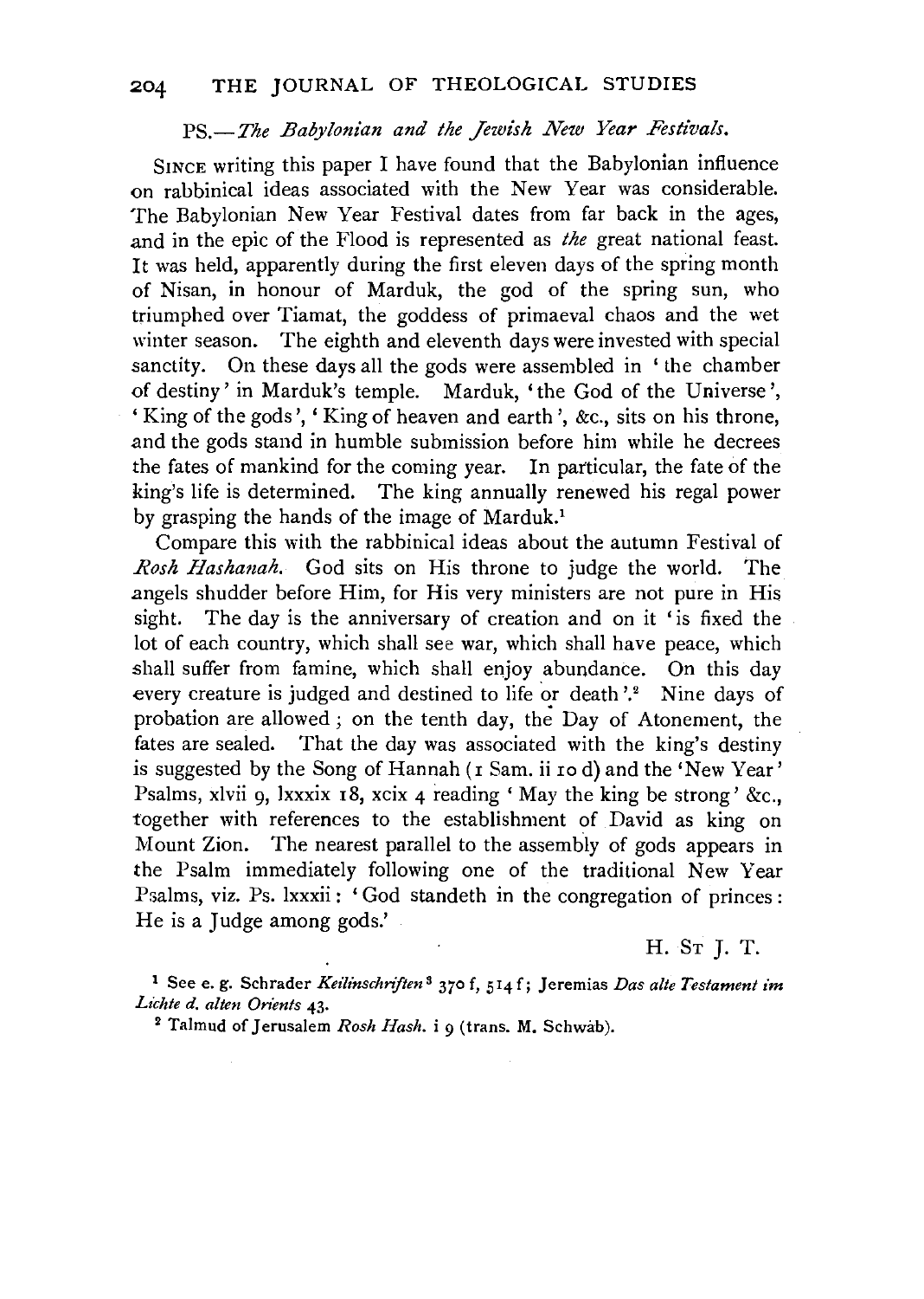PS.—*The Babylonian and the Jewish New Year Festivals.*

SINCE writing this paper I have found that the Babylonian influence on rabbinical ideas associated with the New Year was considerable. The Babylonian New Year Festival dates from far back in the ages, and in the epic of the Flood is represented as *the* great national feast. It was held, apparently during the first eleven days of the spring month of Nisan, in honour of Marduk, the god of the spring sun, who triumphed over Tiamat, the goddess of primaeval chaos and the wet winter season. The eighth and eleventh days were invested with special sanctity. On these days all the gods were assembled in 'the chamber of destiny' in Marduk's temple. Marduk, 'the God of the Universe', 'King of the gods', 'King of heaven and earth', &c., sits on his throne, and the gods stand in humble submission before him while he decrees the fates of mankind for the coming year. In particular, the fate of the king's life is determined. The king annually renewed his regal power by grasping the hands of the image of Marduk.[1]

Compare this with the rabbinical ideas about the autumn Festival of *Rosh Hashanah*. God sits on His throne to judge the world. The angels shudder before Him, for His very ministers are not pure in His sight. The day is the anniversary of creation and on it 'is fixed the lot of each country, which shall see war, which shall have peace, which shall suffer from famine, which shall enjoy abundance. On this day every creature is judged and destined to life or death'.[2] Nine days of probation are allowed; on the tenth day, the Day of Atonement, the fates are sealed. That the day was associated with the king's destiny is suggested by the Song of Hannah (1 Sam. ii 10 d) and the 'New Year' Psalms, xlvii 9, lxxxix 18, xcix 4 reading 'May the king be strong' &c., together with references to the establishment of David as king on Mount Zion. The nearest parallel to the assembly of gods appears in the Psalm immediately following one of the traditional New Year Psalms, viz. Ps. lxxxii: 'God standeth in the congregation of princes: He is a Judge among gods.'

H. ST J. T.

[1] See e.g. Schrader *Keilinschriften*[3] 370 f, 514 f; Jeremias *Das alte Testament im Lichte d. alten Orients* 43.

[2] Talmud of Jerusalem *Rosh Hash.* i 9 (trans. M. Schwab).